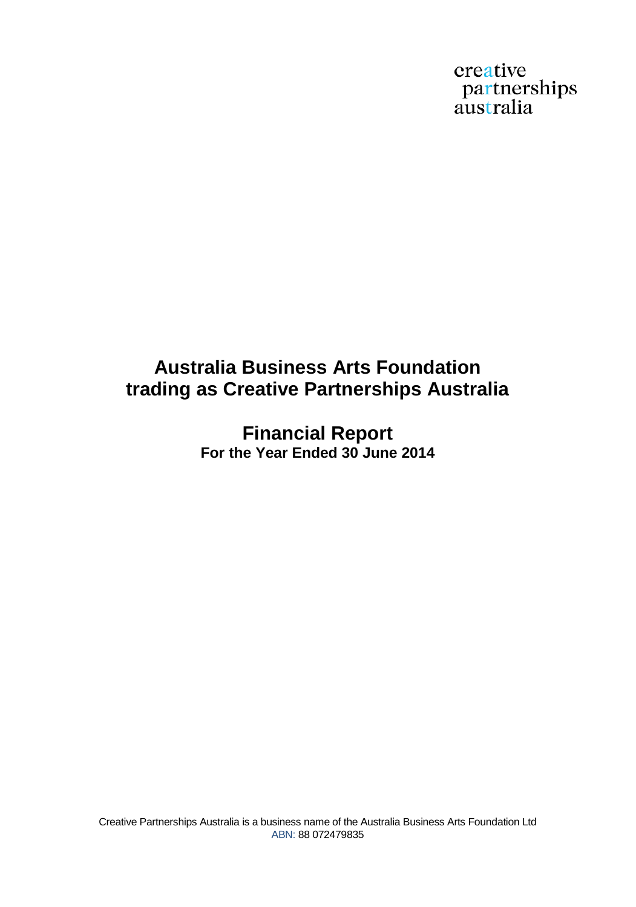creative
partnerships
australia

# Australia Business Arts Foundation trading as Creative Partnerships Australia

## Financial Report

**For the Year Ended 30 June 2014**

Creative Partnerships Australia is a business name of the Australia Business Arts Foundation Ltd
ABN: 88 072479835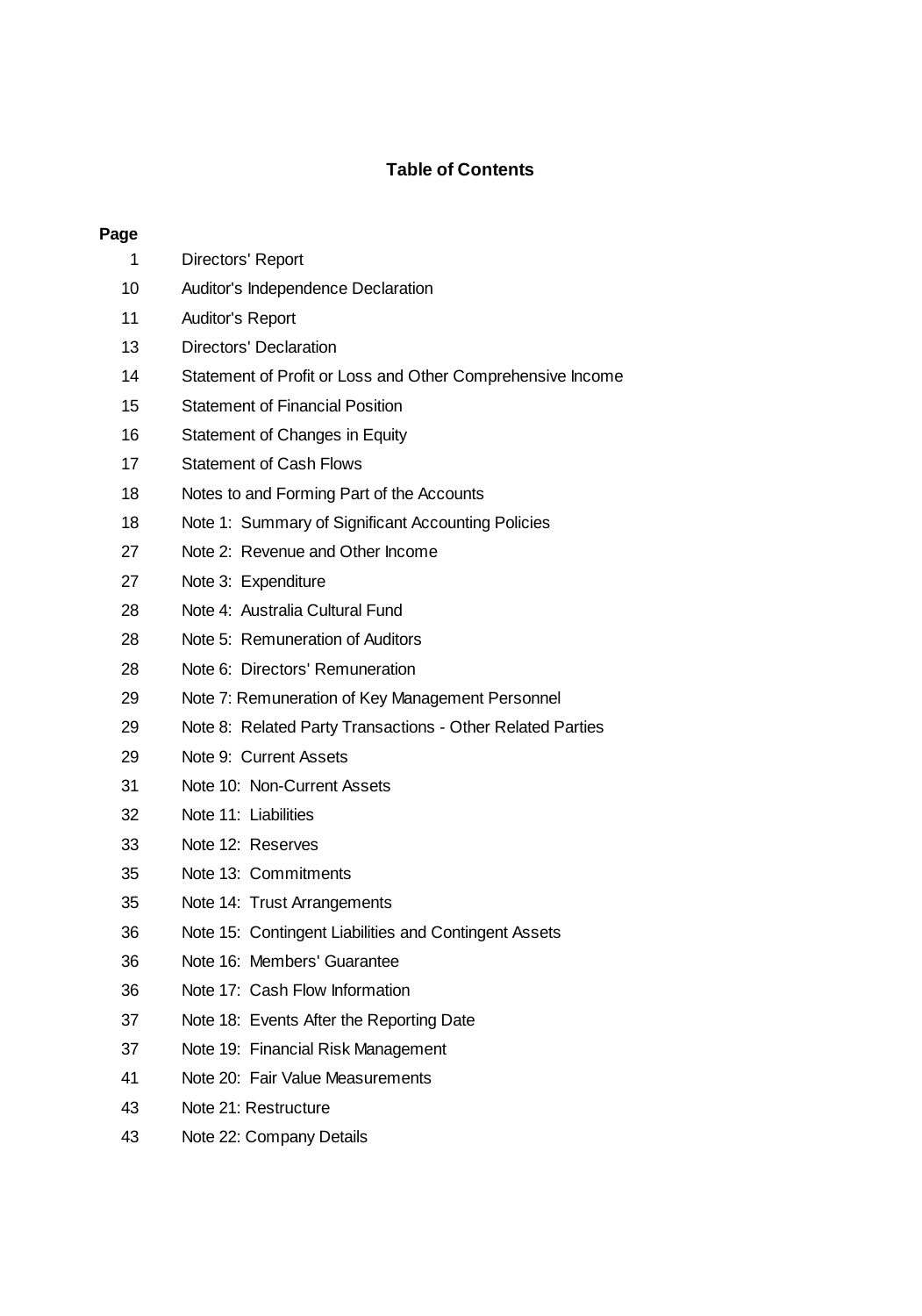# Table of Contents

| Page | |
|---|---|
| 1 | Directors' Report |
| 10 | Auditor's Independence Declaration |
| 11 | Auditor's Report |
| 13 | Directors' Declaration |
| 14 | Statement of Profit or Loss and Other Comprehensive Income |
| 15 | Statement of Financial Position |
| 16 | Statement of Changes in Equity |
| 17 | Statement of Cash Flows |
| 18 | Notes to and Forming Part of the Accounts |
| 18 | Note 1: Summary of Significant Accounting Policies |
| 27 | Note 2: Revenue and Other Income |
| 27 | Note 3: Expenditure |
| 28 | Note 4: Australia Cultural Fund |
| 28 | Note 5: Remuneration of Auditors |
| 28 | Note 6: Directors' Remuneration |
| 29 | Note 7: Remuneration of Key Management Personnel |
| 29 | Note 8: Related Party Transactions - Other Related Parties |
| 29 | Note 9: Current Assets |
| 31 | Note 10: Non-Current Assets |
| 32 | Note 11: Liabilities |
| 33 | Note 12: Reserves |
| 35 | Note 13: Commitments |
| 35 | Note 14: Trust Arrangements |
| 36 | Note 15: Contingent Liabilities and Contingent Assets |
| 36 | Note 16: Members' Guarantee |
| 36 | Note 17: Cash Flow Information |
| 37 | Note 18: Events After the Reporting Date |
| 37 | Note 19: Financial Risk Management |
| 41 | Note 20: Fair Value Measurements |
| 43 | Note 21: Restructure |
| 43 | Note 22: Company Details |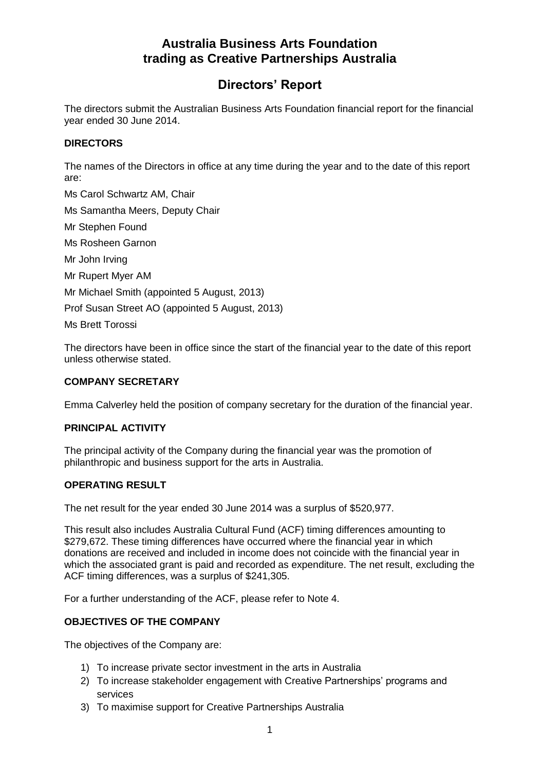# Australia Business Arts Foundation trading as Creative Partnerships Australia

## Directors' Report

The directors submit the Australian Business Arts Foundation financial report for the financial year ended 30 June 2014.

### DIRECTORS

The names of the Directors in office at any time during the year and to the date of this report are:

Ms Carol Schwartz AM, Chair

Ms Samantha Meers, Deputy Chair

Mr Stephen Found

Ms Rosheen Garnon

Mr John Irving

Mr Rupert Myer AM

Mr Michael Smith (appointed 5 August, 2013)

Prof Susan Street AO (appointed 5 August, 2013)

Ms Brett Torossi

The directors have been in office since the start of the financial year to the date of this report unless otherwise stated.

### COMPANY SECRETARY

Emma Calverley held the position of company secretary for the duration of the financial year.

### PRINCIPAL ACTIVITY

The principal activity of the Company during the financial year was the promotion of philanthropic and business support for the arts in Australia.

### OPERATING RESULT

The net result for the year ended 30 June 2014 was a surplus of $520,977.

This result also includes Australia Cultural Fund (ACF) timing differences amounting to $279,672. These timing differences have occurred where the financial year in which donations are received and included in income does not coincide with the financial year in which the associated grant is paid and recorded as expenditure. The net result, excluding the ACF timing differences, was a surplus of $241,305.

For a further understanding of the ACF, please refer to Note 4.

### OBJECTIVES OF THE COMPANY

The objectives of the Company are:

1) To increase private sector investment in the arts in Australia
2) To increase stakeholder engagement with Creative Partnerships' programs and services
3) To maximise support for Creative Partnerships Australia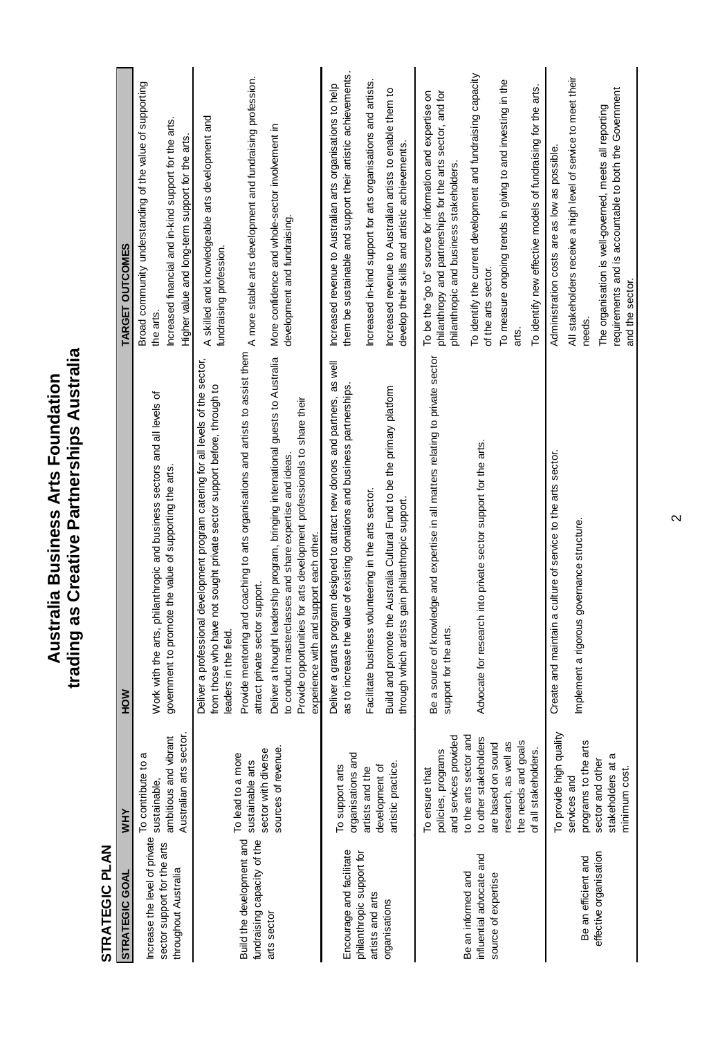# Australia Business Arts Foundation
# trading as Creative Partnerships Australia

## STRATEGIC PLAN

| STRATEGIC GOAL | WHY | HOW | TARGET OUTCOMES |
|---|---|---|---|
| Increase the level of private sector support for the arts throughout Australia | To contribute to a sustainable, ambitious and vibrant Australian arts sector. | Work with the arts, philanthropic and business sectors and all levels of government to promote the value of supporting the arts. | Broad community understanding of the value of supporting the arts.<br>Increased financial and in-kind support for the arts.<br>Higher value and long-term support for the arts. |
| Build the development and fundraising capacity of the arts sector | To lead to a more sustainable arts sector with diverse sources of revenue. | Deliver a professional development program catering for all levels of the sector, from those who have not sought private sector support before, through to leaders in the field.<br>Provide mentoring and coaching to arts organisations and artists to assist them attract private sector support.<br>Deliver a thought leadership program, bringing international guests to Australia to conduct masterclasses and share expertise and ideas.<br>Provide opportunities for arts development professionals to share their experience with and support each other. | A skilled and knowledgeable arts development and fundraising profession.<br>A more stable arts development and fundraising profession.<br>More confidence and whole-sector involvement in development and fundraising. |
| Encourage and facilitate philanthropic support for artists and arts organisations | To support arts organisations and artists and the development of artistic practice. | Deliver a grants program designed to attract new donors and partners, as well as to increase the value of existing donations and business partnerships.<br>Facilitate business volunteering in the arts sector.<br>Build and promote the Australia Cultural Fund to be the primary platform through which artists gain philanthropic support. | Increased revenue to Australian arts organisations to help them be sustainable and support their artistic achievements.<br>Increased in-kind support for arts organisations and artists.<br>Increased revenue to Australian artists to enable them to develop their skills and artistic achievements. |
| Be an informed and influential advocate and source of expertise | To ensure that policies, programs and services provided to the arts sector and to other stakeholders are based on sound research, as well as the needs and goals of all stakeholders. | Be a source of knowledge and expertise in all matters relating to private sector support for the arts.<br>Advocate for research into private sector support for the arts. | To be the "go to" source for information and expertise on philanthropy and partnerships for the arts sector, and for philanthropic and business stakeholders.<br>To identify the current development and fundraising capacity of the arts sector.<br>To measure ongoing trends in giving to and investing in the arts.<br>To identify new effective models of fundraising for the arts. |
| Be an efficient and effective organisation | To provide high quality services and programs to the arts sector and other stakeholders at a minimum cost. | Create and maintain a culture of service to the arts sector.<br>Implement a rigorous governance structure. | Administration costs are as low as possible.<br>All stakeholders receive a high level of service to meet their needs.<br>The organisation is well-governed, meets all reporting requirements and is accountable to both the Government and the sector. |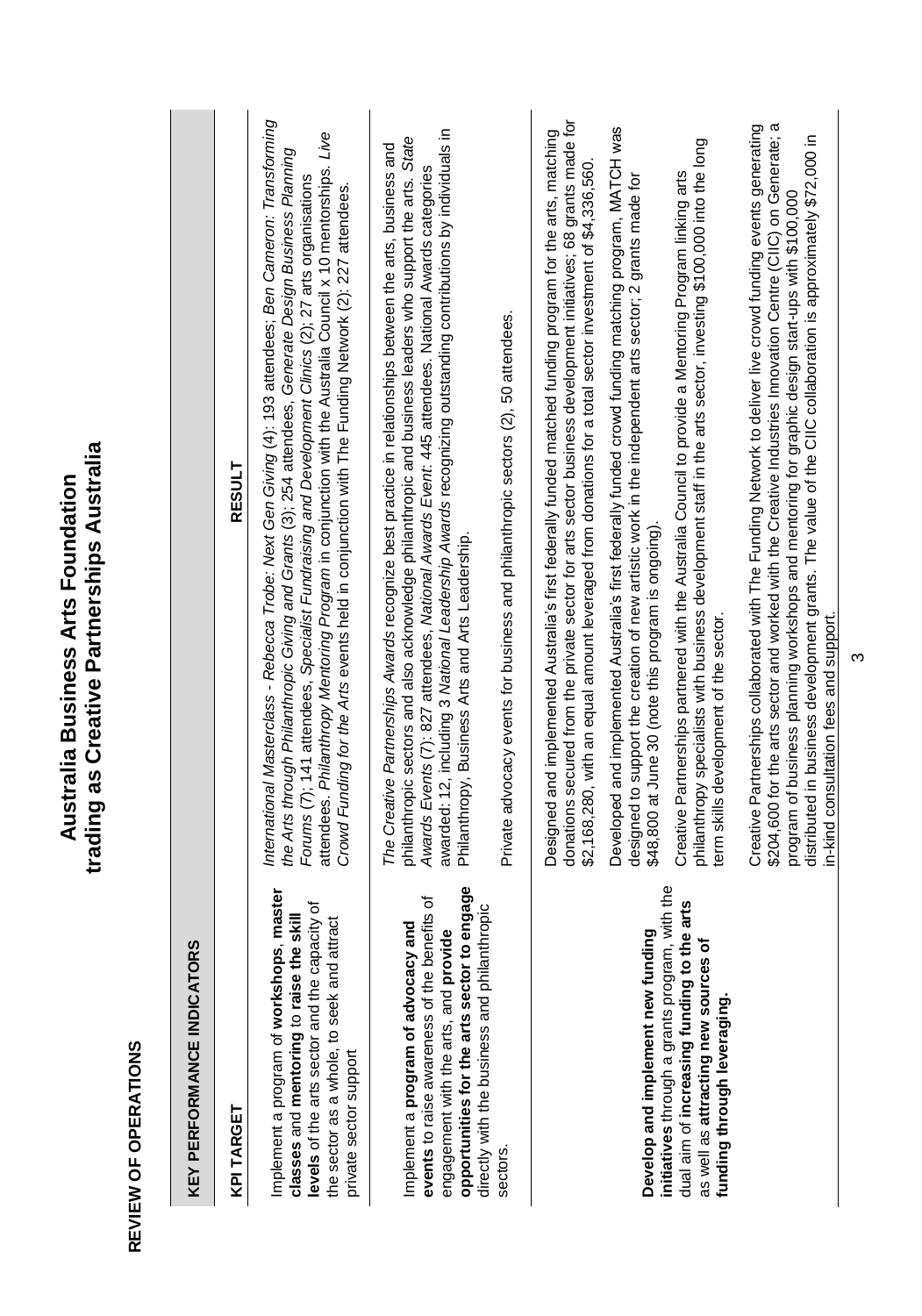# Australia Business Arts Foundation
# trading as Creative Partnerships Australia

## REVIEW OF OPERATIONS

| KEY PERFORMANCE INDICATORS | |
|---|---|
| **KPI TARGET** | **RESULT** |
| Implement a program of **workshops**, **master classes** and **mentoring** to **raise the skill levels** of the arts sector and the capacity of the sector as a whole, to seek and attract private sector support | *International Masterclass - Rebecca Trobe: Next Gen Giving* (4): 193 attendees; *Ben Cameron: Transforming the Arts through Philanthropic Giving and Grants* (3): 254 attendees, *Generate Design Business Planning Forums* (7): 141 attendees, *Specialist Fundraising and Development Clinics* (2): 27 arts organisations attendees. *Philanthropy Mentoring Program* in conjunction with the Australia Council x 10 mentorships. *Live Crowd Funding for the Arts* events held in conjunction with The Funding Network (2): 227 attendees. |
| Implement a **program of advocacy and events** to raise awareness of the benefits of engagement with the arts, and **provide opportunities for the arts sector to engage** directly with the business and philanthropic sectors. | The *Creative Partnerships Awards* recognize best practice in relationships between the arts, business and philanthropic sectors and also acknowledge philanthropic and business leaders who support the arts. *State Awards Events* (7): 827 attendees, *National Awards Event*: 445 attendees. National Awards categories awarded: 12, including 3 *National Leadership Awards* recognizing outstanding contributions by individuals in Philanthropy, Business Arts and Arts Leadership.<br><br>Private advocacy events for business and philanthropic sectors (2), 50 attendees. |
| **Develop and implement new funding initiatives** through a grants program, with the dual aim of **increasing funding to the arts** as well as **attracting new sources of funding through leveraging.** | Designed and implemented Australia's first federally funded matched funding program for the arts, matching donations secured from the private sector for arts sector business development initiatives; 68 grants made for $2,168,280, with an equal amount leveraged from donations for a total sector investment of $4,336,560.<br><br>Developed and implemented Australia's first federally funded crowd funding matching program, MATCH was designed to support the creation of new artistic work in the independent arts sector; 2 grants made for $48,800 at June 30 (note this program is ongoing).<br><br>Creative Partnerships partnered with the Australia Council to provide a Mentoring Program linking arts philanthropy specialists with business development staff in the arts sector, investing $100,000 into the long term skills development of the sector.<br><br>Creative Partnerships collaborated with The Funding Network to deliver live crowd funding events generating $204,600 for the arts sector and worked with the Creative Industries Innovation Centre (CIIC) on Generate; a program of business planning workshops and mentoring for graphic design start-ups with $100,000 distributed in business development grants. The value of the CIIC collaboration is approximately $72,000 in in-kind consultation fees and support. |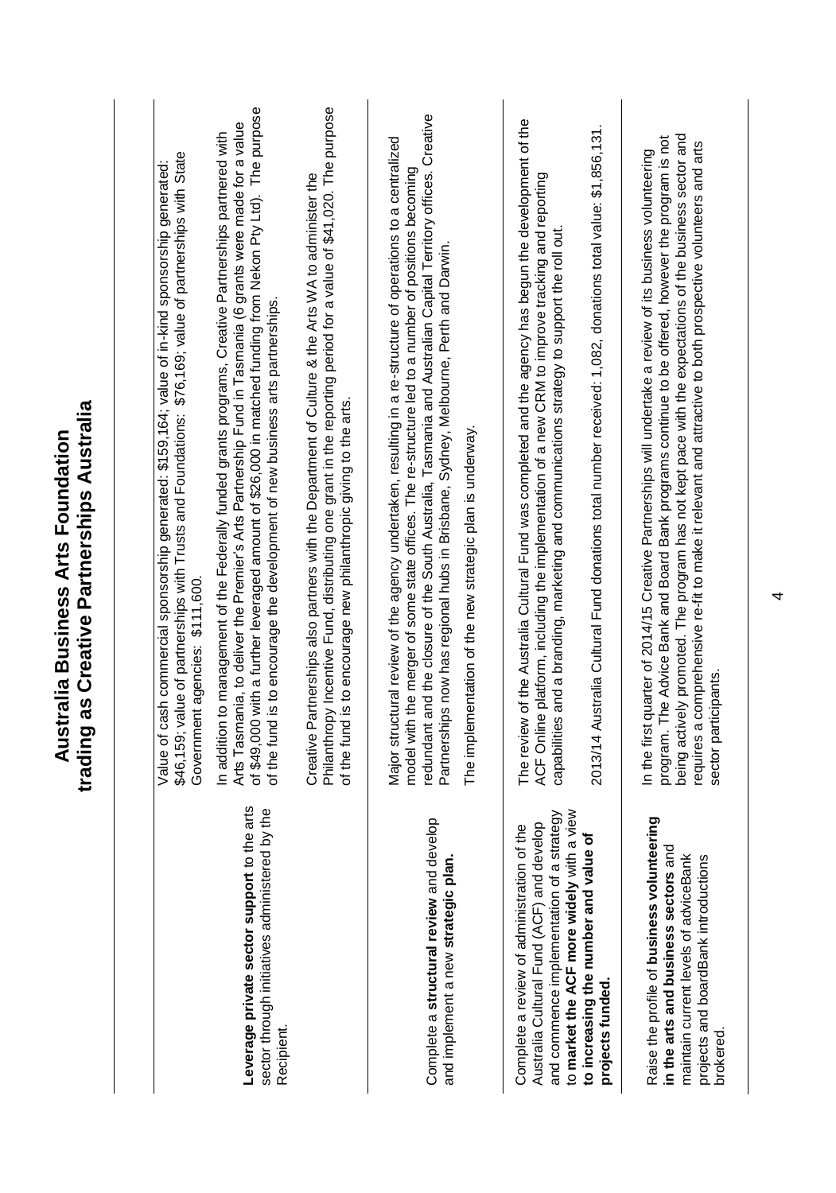# Australia Business Arts Foundation
## trading as Creative Partnerships Australia

| | |
|---|---|
| **Leverage private sector support** to the arts sector through initiatives administered by the Recipient. | Value of cash commercial sponsorship generated: $159,164; value of in-kind sponsorship generated: $46,159; value of partnerships with Trusts and Foundations: $76,169; value of partnerships with State Government agencies: $111,600.<br><br>In addition to management of the Federally funded grants programs, Creative Partnerships partnered with Arts Tasmania, to deliver the Premier's Arts Partnership Fund in Tasmania (6 grants were made for a value of $49,000 with a further leveraged amount of $26,000 in matched funding from Nekon Pty Ltd). The purpose of the fund is to encourage the development of new business arts partnerships.<br><br>Creative Partnerships also partners with the Department of Culture & the Arts WA to administer the Philanthropy Incentive Fund, distributing one grant in the reporting period for a value of $41,020. The purpose of the fund is to encourage new philanthropic giving to the arts. |
| Complete a **structural review** and develop and implement a new **strategic plan.** | Major structural review of the agency undertaken, resulting in a re-structure of operations to a centralized model with the merger of some state offices. The re-structure led to a number of positions becoming redundant and the closure of the South Australia, Tasmania and Australian Capital Territory offices. Creative Partnerships now has regional hubs in Brisbane, Sydney, Melbourne, Perth and Darwin.<br><br>The implementation of the new strategic plan is underway. |
| Complete a review of administration of the Australia Cultural Fund (ACF) and develop and commence implementation of a strategy to **market the ACF more widely** with a view **to increasing the number and value of projects funded.** | The review of the Australia Cultural Fund was completed and the agency has begun the development of the ACF Online platform, including the implementation of a new CRM to improve tracking and reporting capabilities and a branding, marketing and communications strategy to support the roll out.<br><br>2013/14 Australia Cultural Fund donations total number received: 1,082, donations total value: $1,856,131. |
| Raise the profile of **business volunteering in the arts and business sectors** and maintain current levels of adviceBank projects and boardBank introductions brokered. | In the first quarter of 2014/15 Creative Partnerships will undertake a review of its business volunteering program. The Advice Bank and Board Bank programs continue to be offered, however the program is not being actively promoted. The program has not kept pace with the expectations of the business sector and requires a comprehensive re-fit to make it relevant and attractive to both prospective volunteers and arts sector participants. |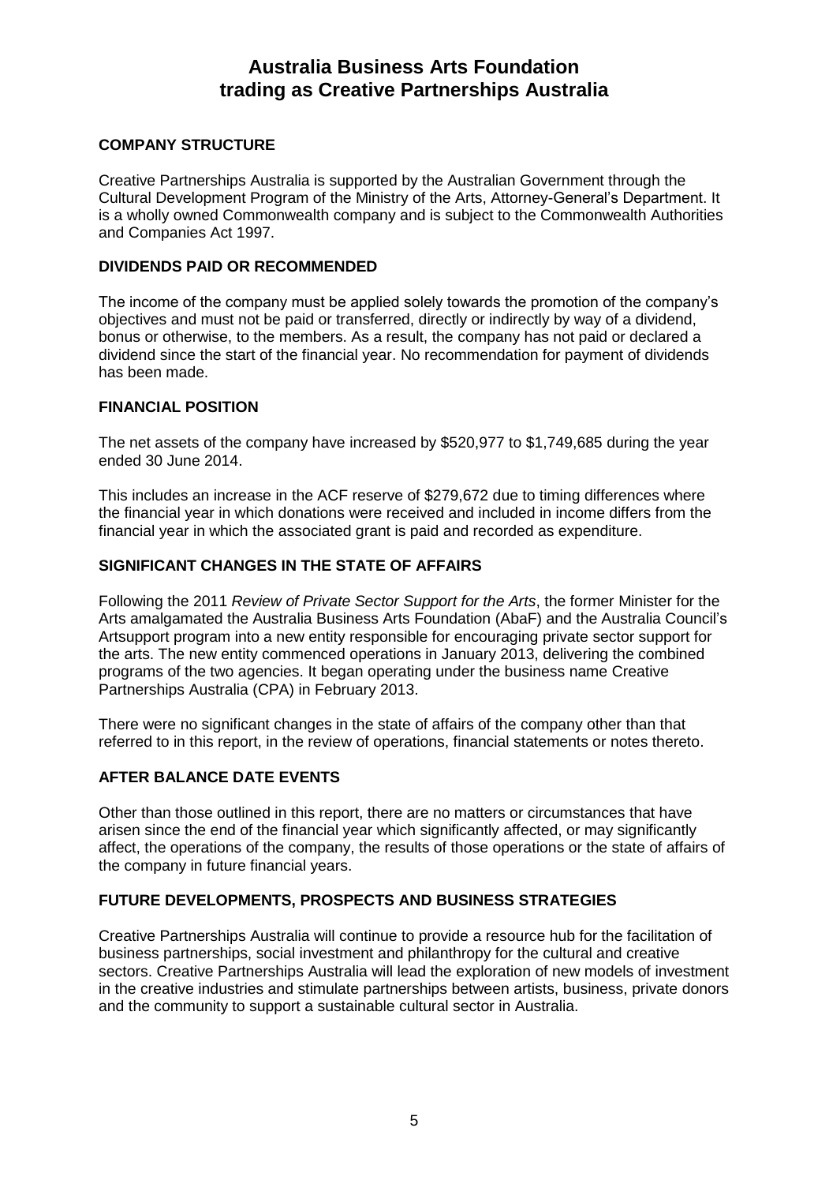# Australia Business Arts Foundation trading as Creative Partnerships Australia

## COMPANY STRUCTURE

Creative Partnerships Australia is supported by the Australian Government through the Cultural Development Program of the Ministry of the Arts, Attorney-General's Department. It is a wholly owned Commonwealth company and is subject to the Commonwealth Authorities and Companies Act 1997.

## DIVIDENDS PAID OR RECOMMENDED

The income of the company must be applied solely towards the promotion of the company's objectives and must not be paid or transferred, directly or indirectly by way of a dividend, bonus or otherwise, to the members. As a result, the company has not paid or declared a dividend since the start of the financial year. No recommendation for payment of dividends has been made.

## FINANCIAL POSITION

The net assets of the company have increased by $520,977 to $1,749,685 during the year ended 30 June 2014.

This includes an increase in the ACF reserve of $279,672 due to timing differences where the financial year in which donations were received and included in income differs from the financial year in which the associated grant is paid and recorded as expenditure.

## SIGNIFICANT CHANGES IN THE STATE OF AFFAIRS

Following the 2011 *Review of Private Sector Support for the Arts*, the former Minister for the Arts amalgamated the Australia Business Arts Foundation (AbaF) and the Australia Council's Artsupport program into a new entity responsible for encouraging private sector support for the arts. The new entity commenced operations in January 2013, delivering the combined programs of the two agencies. It began operating under the business name Creative Partnerships Australia (CPA) in February 2013.

There were no significant changes in the state of affairs of the company other than that referred to in this report, in the review of operations, financial statements or notes thereto.

## AFTER BALANCE DATE EVENTS

Other than those outlined in this report, there are no matters or circumstances that have arisen since the end of the financial year which significantly affected, or may significantly affect, the operations of the company, the results of those operations or the state of affairs of the company in future financial years.

## FUTURE DEVELOPMENTS, PROSPECTS AND BUSINESS STRATEGIES

Creative Partnerships Australia will continue to provide a resource hub for the facilitation of business partnerships, social investment and philanthropy for the cultural and creative sectors. Creative Partnerships Australia will lead the exploration of new models of investment in the creative industries and stimulate partnerships between artists, business, private donors and the community to support a sustainable cultural sector in Australia.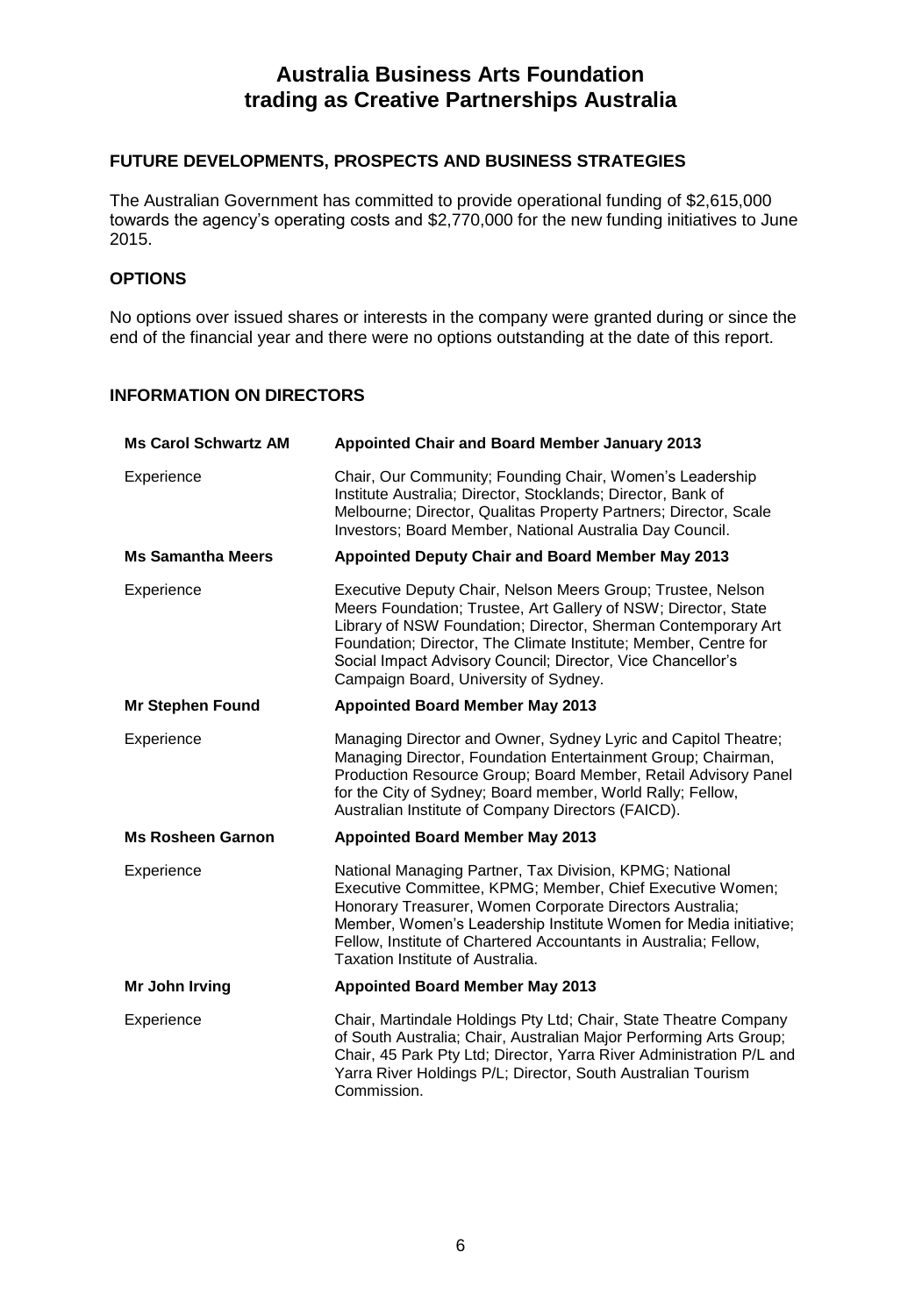# Australia Business Arts Foundation trading as Creative Partnerships Australia

## FUTURE DEVELOPMENTS, PROSPECTS AND BUSINESS STRATEGIES

The Australian Government has committed to provide operational funding of $2,615,000 towards the agency's operating costs and $2,770,000 for the new funding initiatives to June 2015.

## OPTIONS

No options over issued shares or interests in the company were granted during or since the end of the financial year and there were no options outstanding at the date of this report.

## INFORMATION ON DIRECTORS

| **Ms Carol Schwartz AM** | **Appointed Chair and Board Member January 2013** |
|---|---|
| Experience | Chair, Our Community; Founding Chair, Women's Leadership Institute Australia; Director, Stocklands; Director, Bank of Melbourne; Director, Qualitas Property Partners; Director, Scale Investors; Board Member, National Australia Day Council. |
| **Ms Samantha Meers** | **Appointed Deputy Chair and Board Member May 2013** |
| Experience | Executive Deputy Chair, Nelson Meers Group; Trustee, Nelson Meers Foundation; Trustee, Art Gallery of NSW; Director, State Library of NSW Foundation; Director, Sherman Contemporary Art Foundation; Director, The Climate Institute; Member, Centre for Social Impact Advisory Council; Director, Vice Chancellor's Campaign Board, University of Sydney. |
| **Mr Stephen Found** | **Appointed Board Member May 2013** |
| Experience | Managing Director and Owner, Sydney Lyric and Capitol Theatre; Managing Director, Foundation Entertainment Group; Chairman, Production Resource Group; Board Member, Retail Advisory Panel for the City of Sydney; Board member, World Rally; Fellow, Australian Institute of Company Directors (FAICD). |
| **Ms Rosheen Garnon** | **Appointed Board Member May 2013** |
| Experience | National Managing Partner, Tax Division, KPMG; National Executive Committee, KPMG; Member, Chief Executive Women; Honorary Treasurer, Women Corporate Directors Australia; Member, Women's Leadership Institute Women for Media initiative; Fellow, Institute of Chartered Accountants in Australia; Fellow, Taxation Institute of Australia. |
| **Mr John Irving** | **Appointed Board Member May 2013** |
| Experience | Chair, Martindale Holdings Pty Ltd; Chair, State Theatre Company of South Australia; Chair, Australian Major Performing Arts Group; Chair, 45 Park Pty Ltd; Director, Yarra River Administration P/L and Yarra River Holdings P/L; Director, South Australian Tourism Commission. |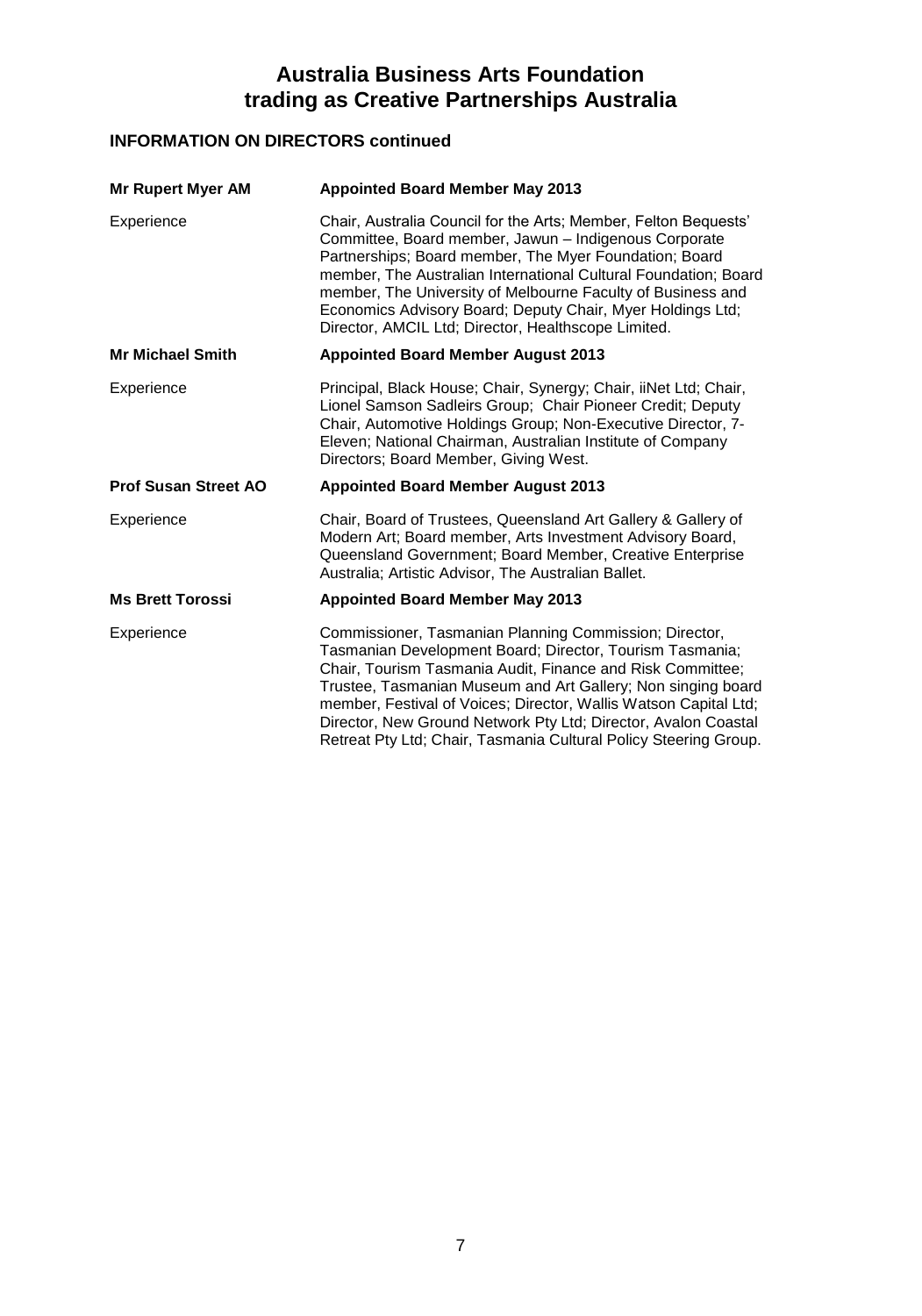# Australia Business Arts Foundation trading as Creative Partnerships Australia

## INFORMATION ON DIRECTORS continued

| | |
|---|---|
| **Mr Rupert Myer AM** | **Appointed Board Member May 2013** |
| Experience | Chair, Australia Council for the Arts; Member, Felton Bequests' Committee, Board member, Jawun – Indigenous Corporate Partnerships; Board member, The Myer Foundation; Board member, The Australian International Cultural Foundation; Board member, The University of Melbourne Faculty of Business and Economics Advisory Board; Deputy Chair, Myer Holdings Ltd; Director, AMCIL Ltd; Director, Healthscope Limited. |
| **Mr Michael Smith** | **Appointed Board Member August 2013** |
| Experience | Principal, Black House; Chair, Synergy; Chair, iiNet Ltd; Chair, Lionel Samson Sadleirs Group; Chair Pioneer Credit; Deputy Chair, Automotive Holdings Group; Non-Executive Director, 7-Eleven; National Chairman, Australian Institute of Company Directors; Board Member, Giving West. |
| **Prof Susan Street AO** | **Appointed Board Member August 2013** |
| Experience | Chair, Board of Trustees, Queensland Art Gallery & Gallery of Modern Art; Board member, Arts Investment Advisory Board, Queensland Government; Board Member, Creative Enterprise Australia; Artistic Advisor, The Australian Ballet. |
| **Ms Brett Torossi** | **Appointed Board Member May 2013** |
| Experience | Commissioner, Tasmanian Planning Commission; Director, Tasmanian Development Board; Director, Tourism Tasmania; Chair, Tourism Tasmania Audit, Finance and Risk Committee; Trustee, Tasmanian Museum and Art Gallery; Non singing board member, Festival of Voices; Director, Wallis Watson Capital Ltd; Director, New Ground Network Pty Ltd; Director, Avalon Coastal Retreat Pty Ltd; Chair, Tasmania Cultural Policy Steering Group. |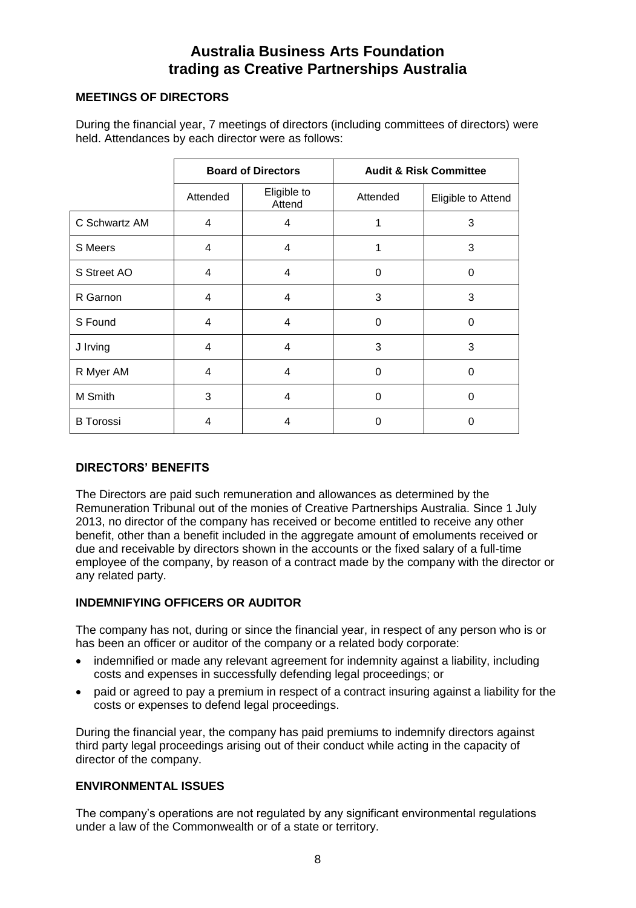# Australia Business Arts Foundation trading as Creative Partnerships Australia

## MEETINGS OF DIRECTORS

During the financial year, 7 meetings of directors (including committees of directors) were held. Attendances by each director were as follows:

| | Board of Directors | | Audit & Risk Committee | |
|---|---|---|---|---|
| | Attended | Eligible to Attend | Attended | Eligible to Attend |
| C Schwartz AM | 4 | 4 | 1 | 3 |
| S Meers | 4 | 4 | 1 | 3 |
| S Street AO | 4 | 4 | 0 | 0 |
| R Garnon | 4 | 4 | 3 | 3 |
| S Found | 4 | 4 | 0 | 0 |
| J Irving | 4 | 4 | 3 | 3 |
| R Myer AM | 4 | 4 | 0 | 0 |
| M Smith | 3 | 4 | 0 | 0 |
| B Torossi | 4 | 4 | 0 | 0 |

## DIRECTORS' BENEFITS

The Directors are paid such remuneration and allowances as determined by the Remuneration Tribunal out of the monies of Creative Partnerships Australia. Since 1 July 2013, no director of the company has received or become entitled to receive any other benefit, other than a benefit included in the aggregate amount of emoluments received or due and receivable by directors shown in the accounts or the fixed salary of a full-time employee of the company, by reason of a contract made by the company with the director or any related party.

## INDEMNIFYING OFFICERS OR AUDITOR

The company has not, during or since the financial year, in respect of any person who is or has been an officer or auditor of the company or a related body corporate:

- indemnified or made any relevant agreement for indemnity against a liability, including costs and expenses in successfully defending legal proceedings; or
- paid or agreed to pay a premium in respect of a contract insuring against a liability for the costs or expenses to defend legal proceedings.

During the financial year, the company has paid premiums to indemnify directors against third party legal proceedings arising out of their conduct while acting in the capacity of director of the company.

## ENVIRONMENTAL ISSUES

The company's operations are not regulated by any significant environmental regulations under a law of the Commonwealth or of a state or territory.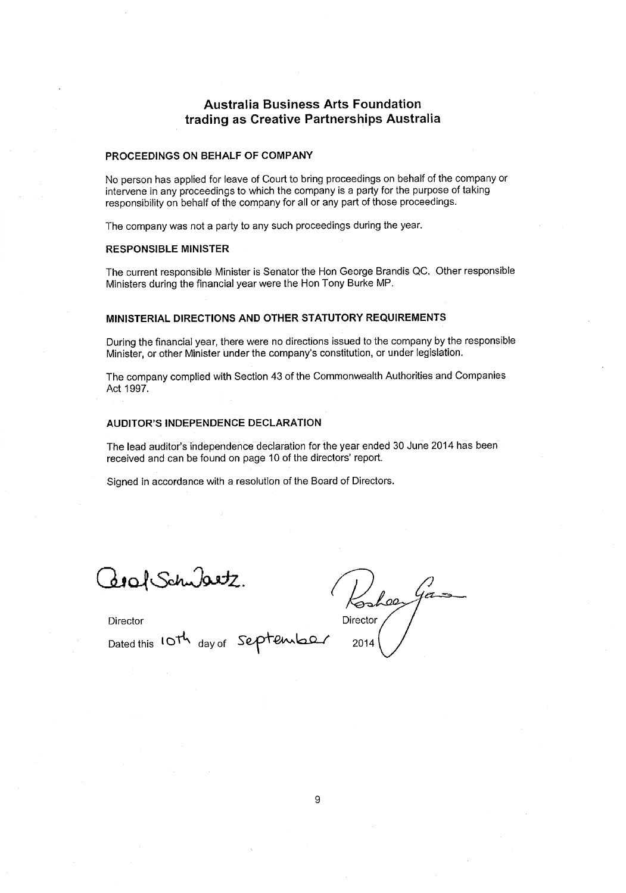## Australia Business Arts Foundation trading as Creative Partnerships Australia

### PROCEEDINGS ON BEHALF OF COMPANY

No person has applied for leave of Court to bring proceedings on behalf of the company or intervene in any proceedings to which the company is a party for the purpose of taking responsibility on behalf of the company for all or any part of those proceedings.

The company was not a party to any such proceedings during the year.

### RESPONSIBLE MINISTER

The current responsible Minister is Senator the Hon George Brandis QC. Other responsible Ministers during the financial year were the Hon Tony Burke MP.

### MINISTERIAL DIRECTIONS AND OTHER STATUTORY REQUIREMENTS

During the financial year, there were no directions issued to the company by the responsible Minister, or other Minister under the company's constitution, or under legislation.

The company complied with Section 43 of the Commonwealth Authorities and Companies Act 1997.

### AUDITOR'S INDEPENDENCE DECLARATION

The lead auditor's independence declaration for the year ended 30 June 2014 has been received and can be found on page 10 of the directors' report.

Signed in accordance with a resolution of the Board of Directors.

Carol Schwartz.

Director

Director

Dated this 10th day of September 2014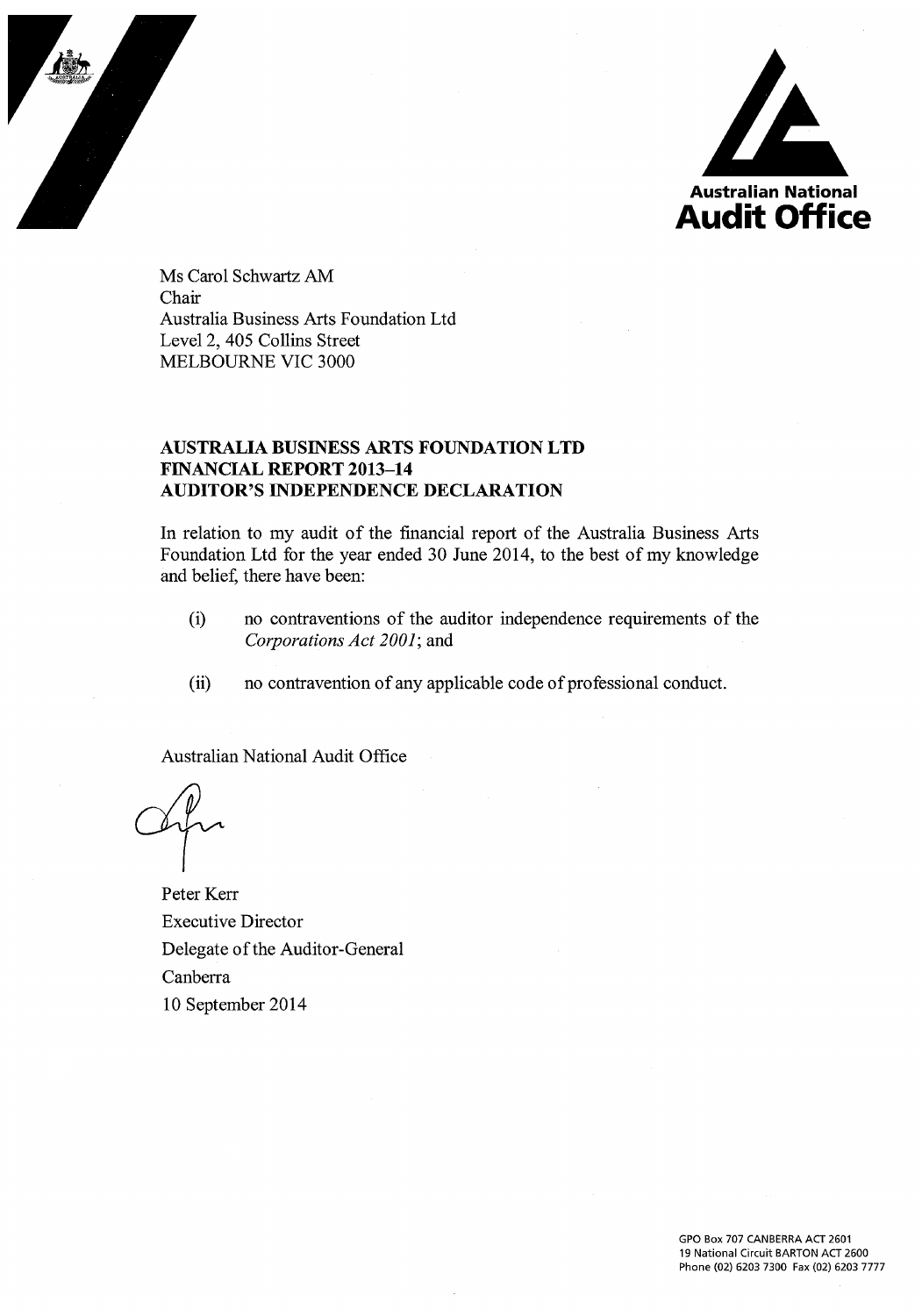Australian National
Audit Office

Ms Carol Schwartz AM
Chair
Australia Business Arts Foundation Ltd
Level 2, 405 Collins Street
MELBOURNE VIC 3000

**AUSTRALIA BUSINESS ARTS FOUNDATION LTD**
**FINANCIAL REPORT 2013–14**
**AUDITOR'S INDEPENDENCE DECLARATION**

In relation to my audit of the financial report of the Australia Business Arts Foundation Ltd for the year ended 30 June 2014, to the best of my knowledge and belief, there have been:

(i) no contraventions of the auditor independence requirements of the *Corporations Act 2001*; and

(ii) no contravention of any applicable code of professional conduct.

Australian National Audit Office

Peter Kerr
Executive Director
Delegate of the Auditor-General
Canberra
10 September 2014

GPO Box 707 CANBERRA ACT 2601
19 National Circuit BARTON ACT 2600
Phone (02) 6203 7300 Fax (02) 6203 7777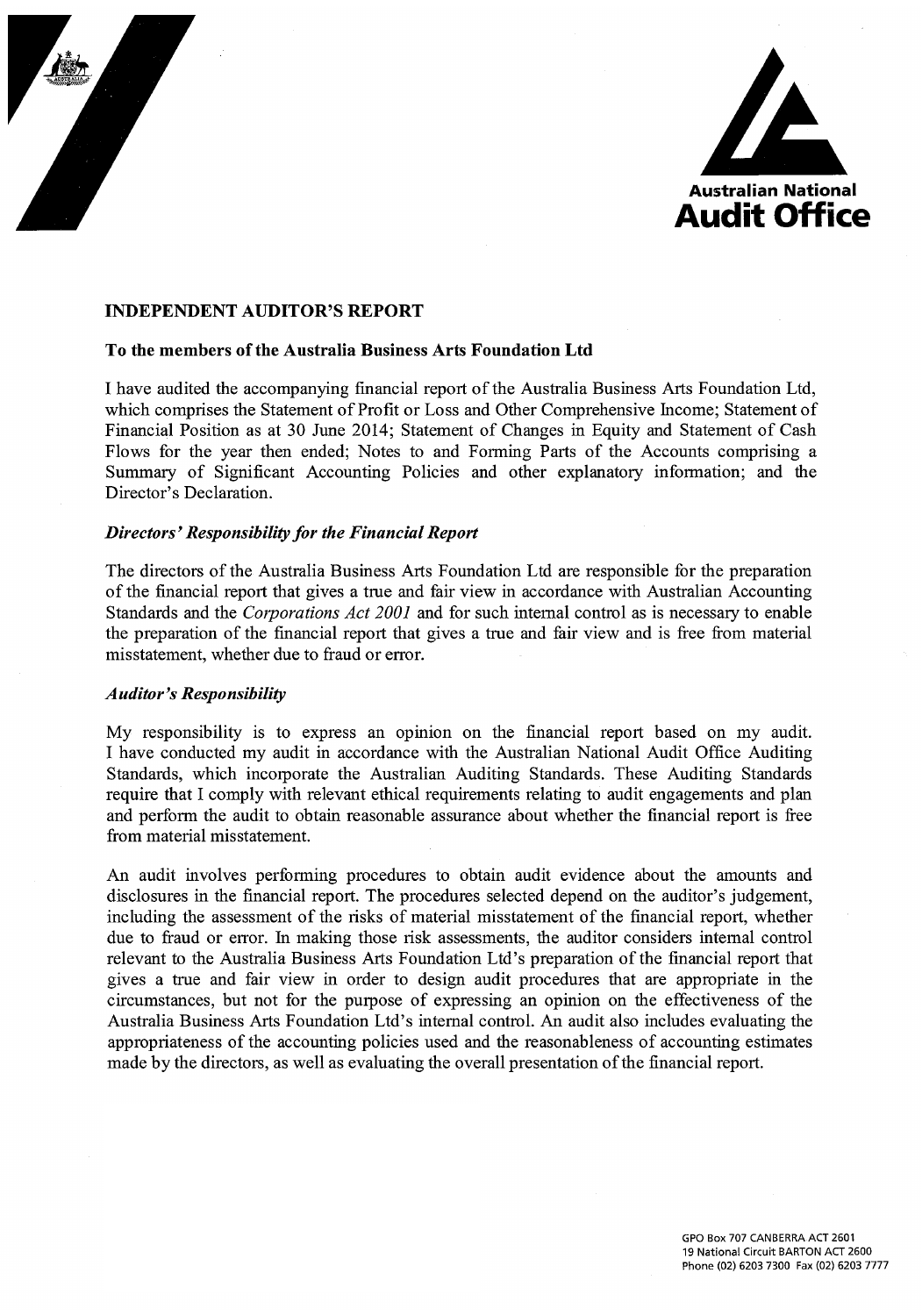Australian National
Audit Office

## INDEPENDENT AUDITOR'S REPORT

### To the members of the Australia Business Arts Foundation Ltd

I have audited the accompanying financial report of the Australia Business Arts Foundation Ltd, which comprises the Statement of Profit or Loss and Other Comprehensive Income; Statement of Financial Position as at 30 June 2014; Statement of Changes in Equity and Statement of Cash Flows for the year then ended; Notes to and Forming Parts of the Accounts comprising a Summary of Significant Accounting Policies and other explanatory information; and the Director's Declaration.

### *Directors' Responsibility for the Financial Report*

The directors of the Australia Business Arts Foundation Ltd are responsible for the preparation of the financial report that gives a true and fair view in accordance with Australian Accounting Standards and the *Corporations Act 2001* and for such internal control as is necessary to enable the preparation of the financial report that gives a true and fair view and is free from material misstatement, whether due to fraud or error.

### *Auditor's Responsibility*

My responsibility is to express an opinion on the financial report based on my audit. I have conducted my audit in accordance with the Australian National Audit Office Auditing Standards, which incorporate the Australian Auditing Standards. These Auditing Standards require that I comply with relevant ethical requirements relating to audit engagements and plan and perform the audit to obtain reasonable assurance about whether the financial report is free from material misstatement.

An audit involves performing procedures to obtain audit evidence about the amounts and disclosures in the financial report. The procedures selected depend on the auditor's judgement, including the assessment of the risks of material misstatement of the financial report, whether due to fraud or error. In making those risk assessments, the auditor considers internal control relevant to the Australia Business Arts Foundation Ltd's preparation of the financial report that gives a true and fair view in order to design audit procedures that are appropriate in the circumstances, but not for the purpose of expressing an opinion on the effectiveness of the Australia Business Arts Foundation Ltd's internal control. An audit also includes evaluating the appropriateness of the accounting policies used and the reasonableness of accounting estimates made by the directors, as well as evaluating the overall presentation of the financial report.

GPO Box 707 CANBERRA ACT 2601
19 National Circuit BARTON ACT 2600
Phone (02) 6203 7300 Fax (02) 6203 7777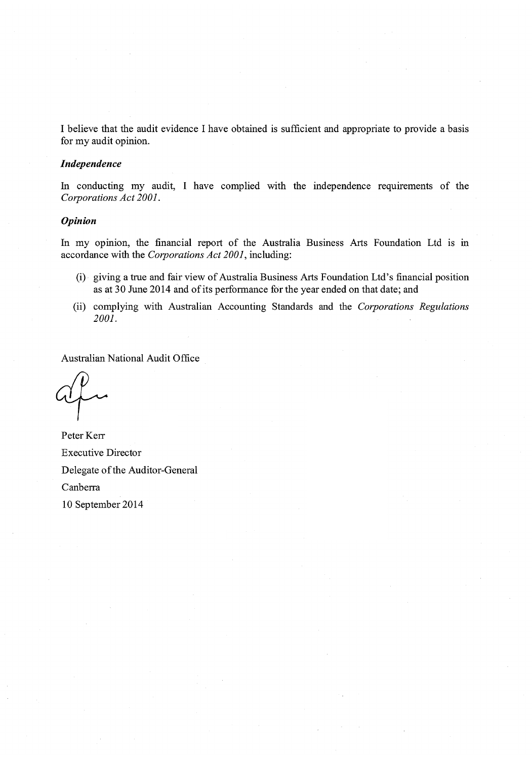I believe that the audit evidence I have obtained is sufficient and appropriate to provide a basis for my audit opinion.

### *Independence*

In conducting my audit, I have complied with the independence requirements of the *Corporations Act 2001*.

### *Opinion*

In my opinion, the financial report of the Australia Business Arts Foundation Ltd is in accordance with the *Corporations Act 2001*, including:

(i) giving a true and fair view of Australia Business Arts Foundation Ltd's financial position as at 30 June 2014 and of its performance for the year ended on that date; and

(ii) complying with Australian Accounting Standards and the *Corporations Regulations 2001*.

Australian National Audit Office

Peter Kerr
Executive Director
Delegate of the Auditor-General
Canberra
10 September 2014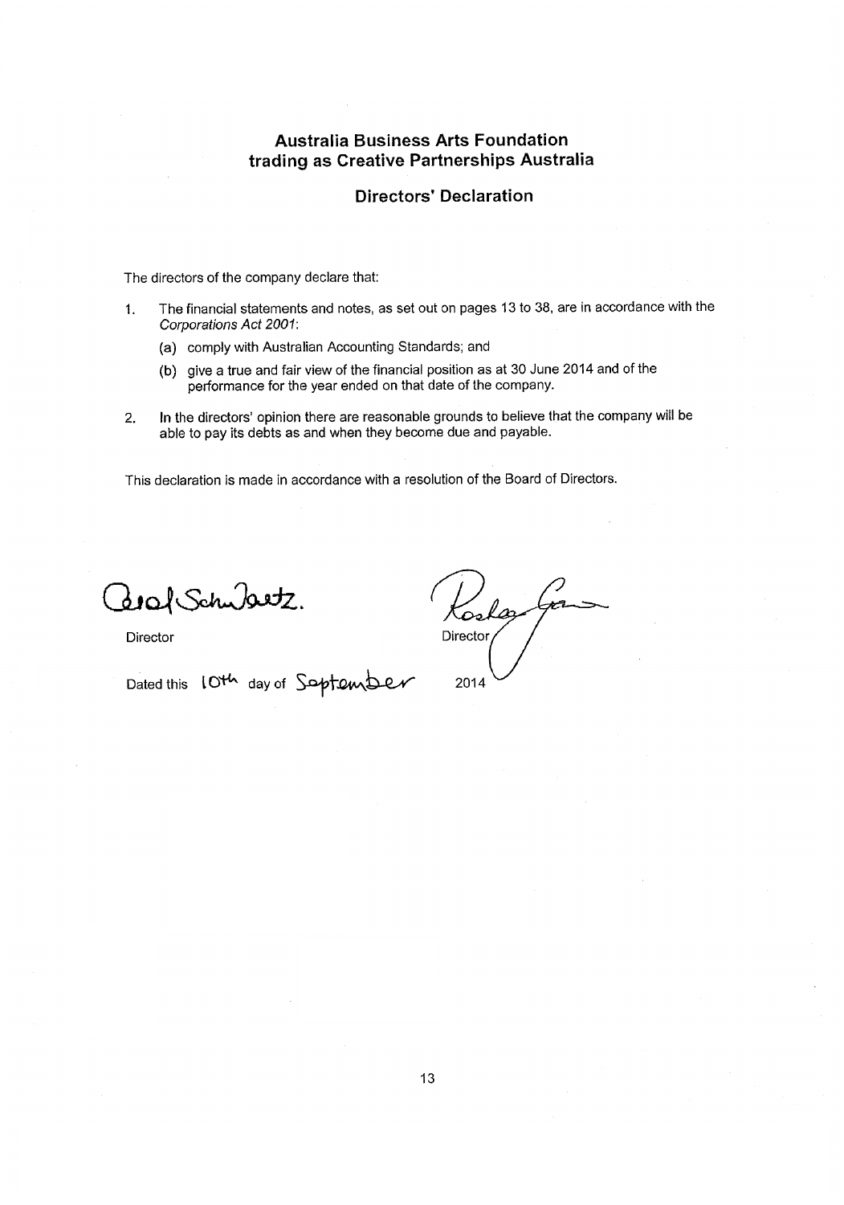# Australia Business Arts Foundation trading as Creative Partnerships Australia

## Directors' Declaration

The directors of the company declare that:

1. The financial statements and notes, as set out on pages 13 to 38, are in accordance with the *Corporations Act 2001*:

   (a) comply with Australian Accounting Standards; and

   (b) give a true and fair view of the financial position as at 30 June 2014 and of the performance for the year ended on that date of the company.

2. In the directors' opinion there are reasonable grounds to believe that the company will be able to pay its debts as and when they become due and payable.

This declaration is made in accordance with a resolution of the Board of Directors.

Carol Schwartz.

Director

Director

Dated this 10th day of September 2014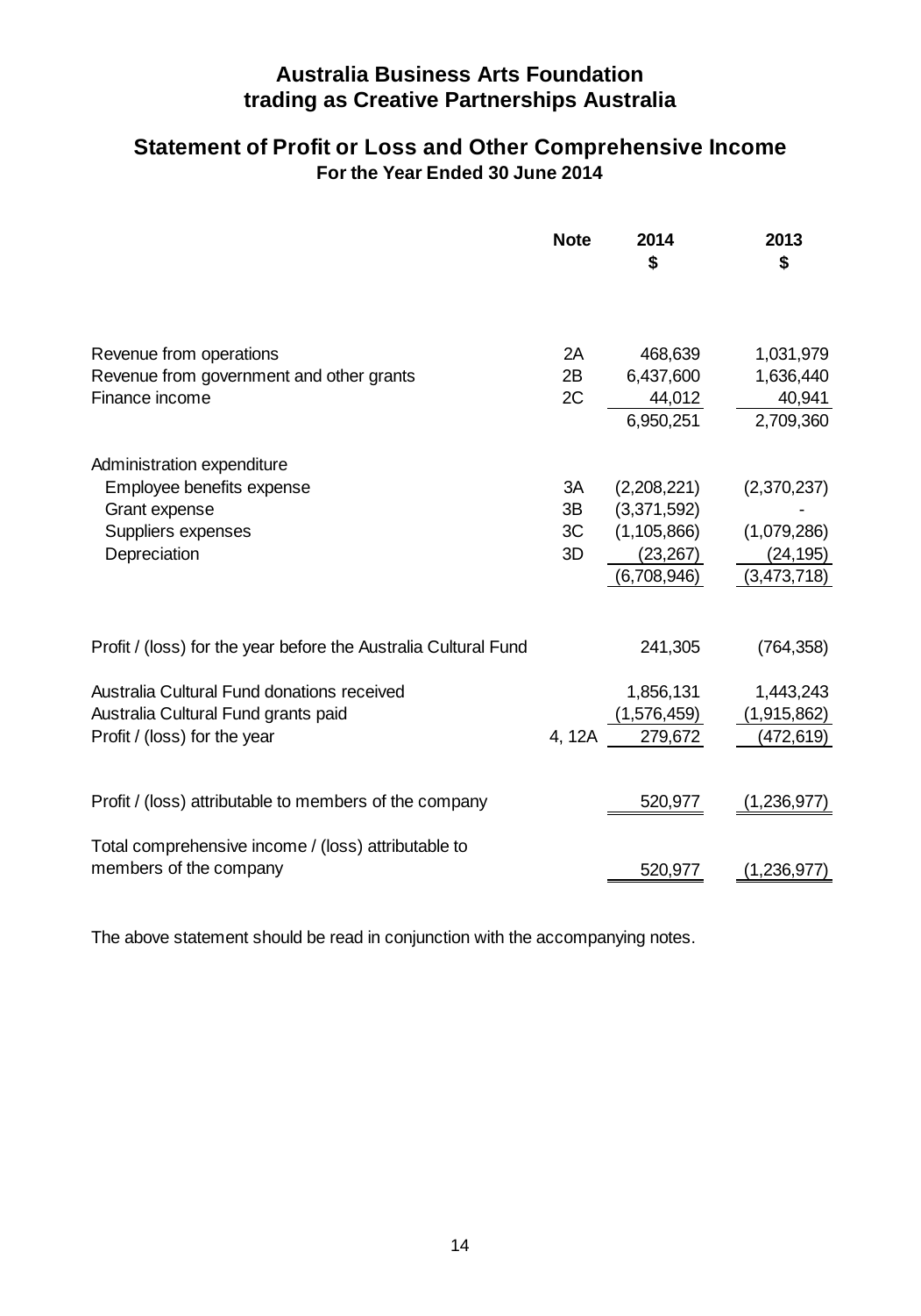# Australia Business Arts Foundation
# trading as Creative Partnerships Australia

## Statement of Profit or Loss and Other Comprehensive Income
### For the Year Ended 30 June 2014

| | Note | 2014<br>$ | 2013<br>$ |
|---|---|---|---|
| Revenue from operations | 2A | 468,639 | 1,031,979 |
| Revenue from government and other grants | 2B | 6,437,600 | 1,636,440 |
| Finance income | 2C | 44,012 | 40,941 |
| | | 6,950,251 | 2,709,360 |
| Administration expenditure | | | |
| Employee benefits expense | 3A | (2,208,221) | (2,370,237) |
| Grant expense | 3B | (3,371,592) | - |
| Suppliers expenses | 3C | (1,105,866) | (1,079,286) |
| Depreciation | 3D | (23,267) | (24,195) |
| | | (6,708,946) | (3,473,718) |
| Profit / (loss) for the year before the Australia Cultural Fund | | 241,305 | (764,358) |
| Australia Cultural Fund donations received | | 1,856,131 | 1,443,243 |
| Australia Cultural Fund grants paid | | (1,576,459) | (1,915,862) |
| Profit / (loss) for the year | 4, 12A | 279,672 | (472,619) |
| Profit / (loss) attributable to members of the company | | 520,977 | (1,236,977) |
| Total comprehensive income / (loss) attributable to members of the company | | 520,977 | (1,236,977) |

The above statement should be read in conjunction with the accompanying notes.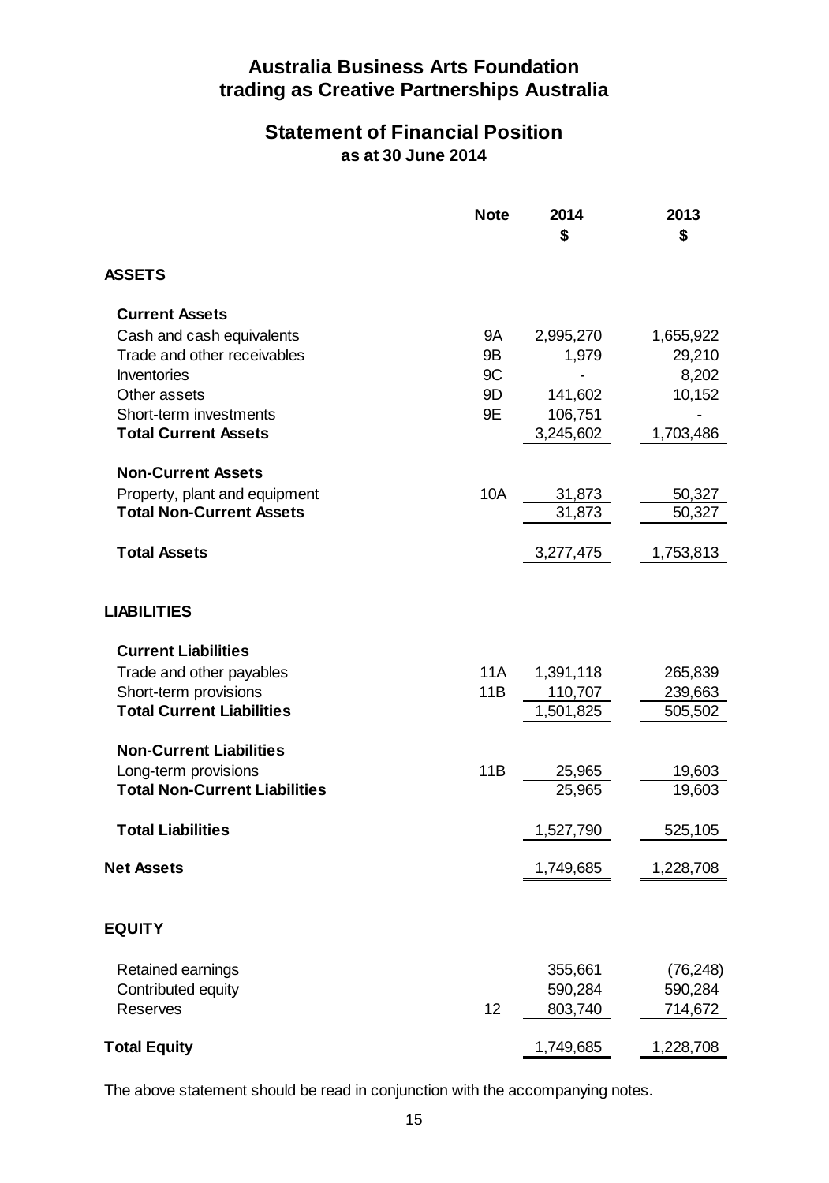# Australia Business Arts Foundation
# trading as Creative Partnerships Australia

## Statement of Financial Position
### as at 30 June 2014

| | Note | 2014 $ | 2013 $ |
|---|---|---|---|
| **ASSETS** | | | |
| **Current Assets** | | | |
| Cash and cash equivalents | 9A | 2,995,270 | 1,655,922 |
| Trade and other receivables | 9B | 1,979 | 29,210 |
| Inventories | 9C | - | 8,202 |
| Other assets | 9D | 141,602 | 10,152 |
| Short-term investments | 9E | 106,751 | - |
| **Total Current Assets** | | 3,245,602 | 1,703,486 |
| **Non-Current Assets** | | | |
| Property, plant and equipment | 10A | 31,873 | 50,327 |
| **Total Non-Current Assets** | | 31,873 | 50,327 |
| **Total Assets** | | 3,277,475 | 1,753,813 |
| **LIABILITIES** | | | |
| **Current Liabilities** | | | |
| Trade and other payables | 11A | 1,391,118 | 265,839 |
| Short-term provisions | 11B | 110,707 | 239,663 |
| **Total Current Liabilities** | | 1,501,825 | 505,502 |
| **Non-Current Liabilities** | | | |
| Long-term provisions | 11B | 25,965 | 19,603 |
| **Total Non-Current Liabilities** | | 25,965 | 19,603 |
| **Total Liabilities** | | 1,527,790 | 525,105 |
| **Net Assets** | | 1,749,685 | 1,228,708 |
| **EQUITY** | | | |
| Retained earnings | | 355,661 | (76,248) |
| Contributed equity | | 590,284 | 590,284 |
| Reserves | 12 | 803,740 | 714,672 |
| **Total Equity** | | 1,749,685 | 1,228,708 |

The above statement should be read in conjunction with the accompanying notes.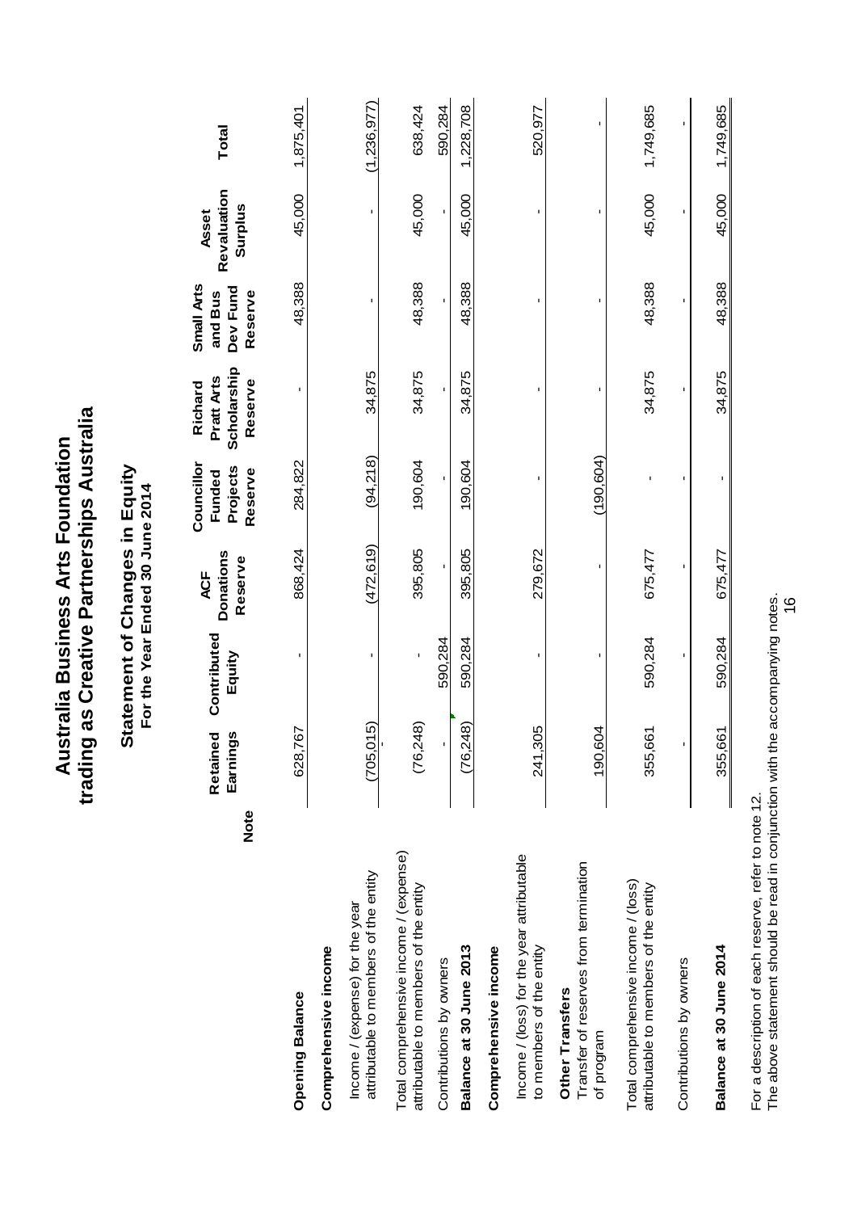# Australia Business Arts Foundation trading as Creative Partnerships Australia

## Statement of Changes in Equity

### For the Year Ended 30 June 2014

| | Note | Retained Earnings | Contributed Equity | ACF Donations Reserve | Councillor Funded Projects Reserve | Richard Pratt Arts Scholarship Reserve | Small Arts and Bus Dev Fund Reserve | Asset Revaluation Surplus | Total |
|---|---|---|---|---|---|---|---|---|---|
| **Opening Balance** | | 628,767 | - | 868,424 | 284,822 | - | 48,388 | 45,000 | 1,875,401 |
| **Comprehensive income** | | | | | | | | | |
| Income / (expense) for the year attributable to members of the entity | | (705,015) | - | (472,619) | (94,218) | 34,875 | - | - | (1,236,977) |
| Total comprehensive income / (expense) attributable to members of the entity | | (76,248) | - | 395,805 | 190,604 | 34,875 | 48,388 | 45,000 | 638,424 |
| Contributions by owners | | - | 590,284 | - | - | - | - | - | 590,284 |
| **Balance at 30 June 2013** | | (76,248) | 590,284 | 395,805 | 190,604 | 34,875 | 48,388 | 45,000 | 1,228,708 |
| **Comprehensive income** | | | | | | | | | |
| Income / (loss) for the year attributable to members of the entity | | 241,305 | - | 279,672 | - | - | - | - | 520,977 |
| **Other Transfers** | | | | | | | | | |
| Transfer of reserves from termination of program | | 190,604 | - | - | (190,604) | - | - | - | - |
| Total comprehensive income / (loss) attributable to members of the entity | | 355,661 | 590,284 | 675,477 | - | 34,875 | 48,388 | 45,000 | 1,749,685 |
| Contributions by owners | | - | - | - | - | - | - | - | - |
| **Balance at 30 June 2014** | | 355,661 | 590,284 | 675,477 | - | 34,875 | 48,388 | 45,000 | 1,749,685 |

For a description of each reserve, refer to note 12.
The above statement should be read in conjunction with the accompanying notes.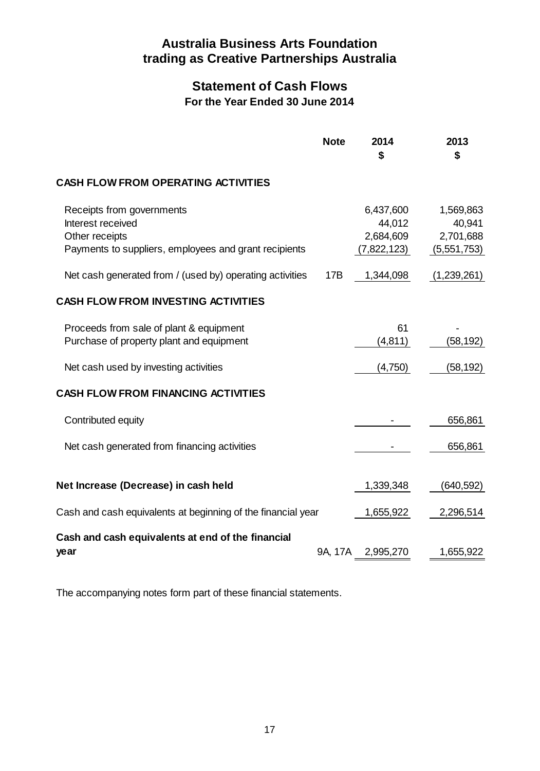# Australia Business Arts Foundation trading as Creative Partnerships Australia

## Statement of Cash Flows

### For the Year Ended 30 June 2014

| | Note | 2014 $ | 2013 $ |
|---|---|---|---|
| **CASH FLOW FROM OPERATING ACTIVITIES** | | | |
| Receipts from governments | | 6,437,600 | 1,569,863 |
| Interest received | | 44,012 | 40,941 |
| Other receipts | | 2,684,609 | 2,701,688 |
| Payments to suppliers, employees and grant recipients | | (7,822,123) | (5,551,753) |
| Net cash generated from / (used by) operating activities | 17B | 1,344,098 | (1,239,261) |
| **CASH FLOW FROM INVESTING ACTIVITIES** | | | |
| Proceeds from sale of plant & equipment | | 61 | - |
| Purchase of property plant and equipment | | (4,811) | (58,192) |
| Net cash used by investing activities | | (4,750) | (58,192) |
| **CASH FLOW FROM FINANCING ACTIVITIES** | | | |
| Contributed equity | | - | 656,861 |
| Net cash generated from financing activities | | - | 656,861 |
| **Net Increase (Decrease) in cash held** | | 1,339,348 | (640,592) |
| Cash and cash equivalents at beginning of the financial year | | 1,655,922 | 2,296,514 |
| **Cash and cash equivalents at end of the financial year** | 9A, 17A | 2,995,270 | 1,655,922 |

The accompanying notes form part of these financial statements.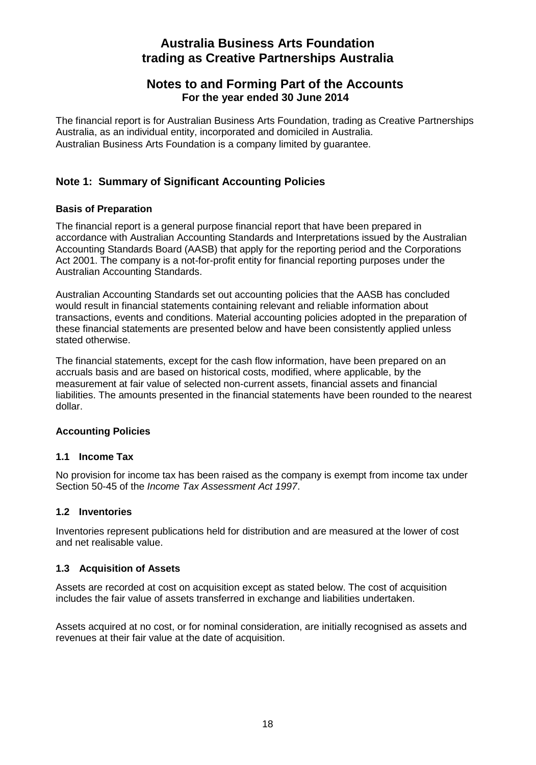# Australia Business Arts Foundation trading as Creative Partnerships Australia

## Notes to and Forming Part of the Accounts
**For the year ended 30 June 2014**

The financial report is for Australian Business Arts Foundation, trading as Creative Partnerships Australia, as an individual entity, incorporated and domiciled in Australia.
Australian Business Arts Foundation is a company limited by guarantee.

## Note 1: Summary of Significant Accounting Policies

### Basis of Preparation

The financial report is a general purpose financial report that have been prepared in accordance with Australian Accounting Standards and Interpretations issued by the Australian Accounting Standards Board (AASB) that apply for the reporting period and the Corporations Act 2001. The company is a not-for-profit entity for financial reporting purposes under the Australian Accounting Standards.

Australian Accounting Standards set out accounting policies that the AASB has concluded would result in financial statements containing relevant and reliable information about transactions, events and conditions. Material accounting policies adopted in the preparation of these financial statements are presented below and have been consistently applied unless stated otherwise.

The financial statements, except for the cash flow information, have been prepared on an accruals basis and are based on historical costs, modified, where applicable, by the measurement at fair value of selected non-current assets, financial assets and financial liabilities. The amounts presented in the financial statements have been rounded to the nearest dollar.

### Accounting Policies

### 1.1 Income Tax

No provision for income tax has been raised as the company is exempt from income tax under Section 50-45 of the *Income Tax Assessment Act 1997*.

### 1.2 Inventories

Inventories represent publications held for distribution and are measured at the lower of cost and net realisable value.

### 1.3 Acquisition of Assets

Assets are recorded at cost on acquisition except as stated below. The cost of acquisition includes the fair value of assets transferred in exchange and liabilities undertaken.

Assets acquired at no cost, or for nominal consideration, are initially recognised as assets and revenues at their fair value at the date of acquisition.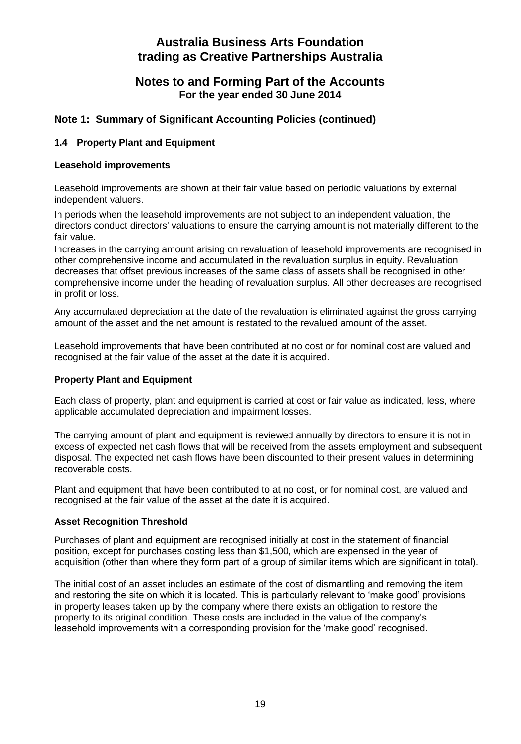# Australia Business Arts Foundation trading as Creative Partnerships Australia

## Notes to and Forming Part of the Accounts
**For the year ended 30 June 2014**

## Note 1: Summary of Significant Accounting Policies (continued)

### 1.4 Property Plant and Equipment

**Leasehold improvements**

Leasehold improvements are shown at their fair value based on periodic valuations by external independent valuers.

In periods when the leasehold improvements are not subject to an independent valuation, the directors conduct directors' valuations to ensure the carrying amount is not materially different to the fair value.

Increases in the carrying amount arising on revaluation of leasehold improvements are recognised in other comprehensive income and accumulated in the revaluation surplus in equity. Revaluation decreases that offset previous increases of the same class of assets shall be recognised in other comprehensive income under the heading of revaluation surplus. All other decreases are recognised in profit or loss.

Any accumulated depreciation at the date of the revaluation is eliminated against the gross carrying amount of the asset and the net amount is restated to the revalued amount of the asset.

Leasehold improvements that have been contributed at no cost or for nominal cost are valued and recognised at the fair value of the asset at the date it is acquired.

**Property Plant and Equipment**

Each class of property, plant and equipment is carried at cost or fair value as indicated, less, where applicable accumulated depreciation and impairment losses.

The carrying amount of plant and equipment is reviewed annually by directors to ensure it is not in excess of expected net cash flows that will be received from the assets employment and subsequent disposal. The expected net cash flows have been discounted to their present values in determining recoverable costs.

Plant and equipment that have been contributed to at no cost, or for nominal cost, are valued and recognised at the fair value of the asset at the date it is acquired.

**Asset Recognition Threshold**

Purchases of plant and equipment are recognised initially at cost in the statement of financial position, except for purchases costing less than $1,500, which are expensed in the year of acquisition (other than where they form part of a group of similar items which are significant in total).

The initial cost of an asset includes an estimate of the cost of dismantling and removing the item and restoring the site on which it is located. This is particularly relevant to 'make good' provisions in property leases taken up by the company where there exists an obligation to restore the property to its original condition. These costs are included in the value of the company's leasehold improvements with a corresponding provision for the 'make good' recognised.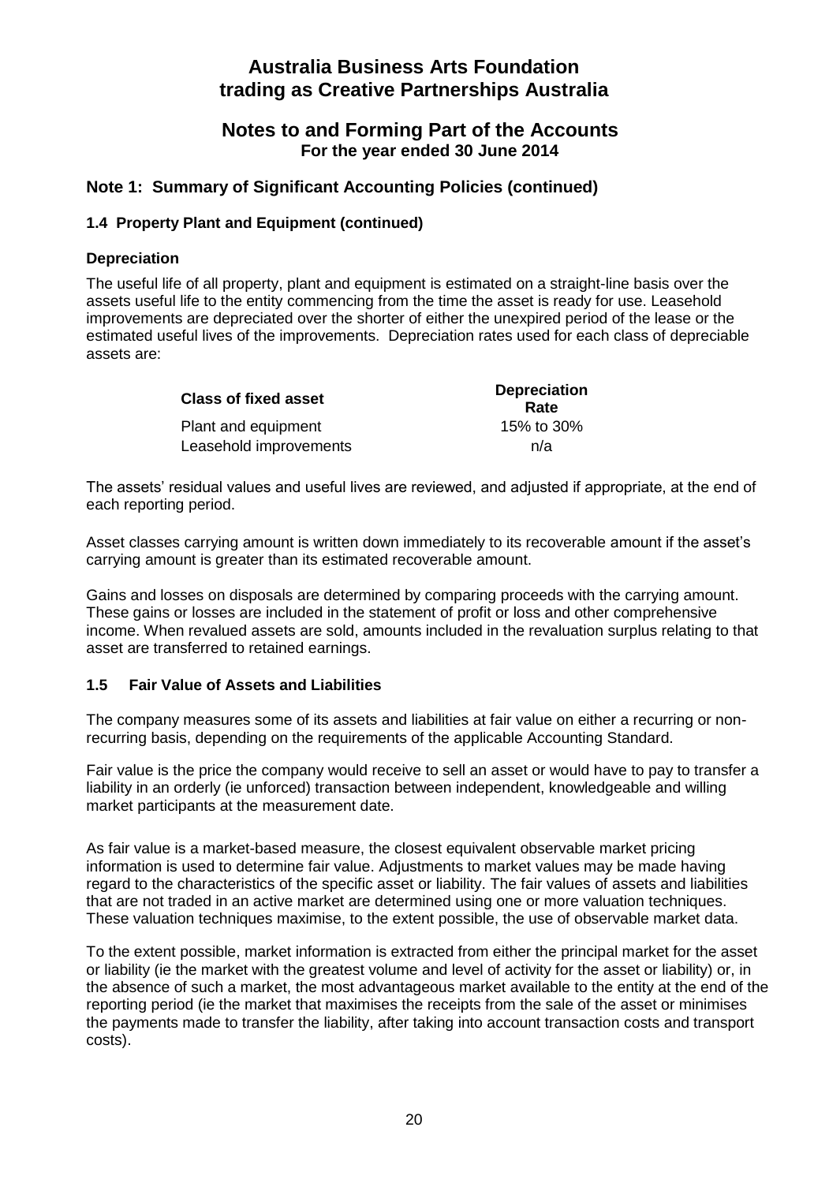# Australia Business Arts Foundation trading as Creative Partnerships Australia

## Notes to and Forming Part of the Accounts
**For the year ended 30 June 2014**

### Note 1: Summary of Significant Accounting Policies (continued)

#### 1.4 Property Plant and Equipment (continued)

**Depreciation**

The useful life of all property, plant and equipment is estimated on a straight-line basis over the assets useful life to the entity commencing from the time the asset is ready for use. Leasehold improvements are depreciated over the shorter of either the unexpired period of the lease or the estimated useful lives of the improvements. Depreciation rates used for each class of depreciable assets are:

| Class of fixed asset | Depreciation Rate |
|---|---|
| Plant and equipment | 15% to 30% |
| Leasehold improvements | n/a |

The assets' residual values and useful lives are reviewed, and adjusted if appropriate, at the end of each reporting period.

Asset classes carrying amount is written down immediately to its recoverable amount if the asset's carrying amount is greater than its estimated recoverable amount.

Gains and losses on disposals are determined by comparing proceeds with the carrying amount. These gains or losses are included in the statement of profit or loss and other comprehensive income. When revalued assets are sold, amounts included in the revaluation surplus relating to that asset are transferred to retained earnings.

#### 1.5 Fair Value of Assets and Liabilities

The company measures some of its assets and liabilities at fair value on either a recurring or non-recurring basis, depending on the requirements of the applicable Accounting Standard.

Fair value is the price the company would receive to sell an asset or would have to pay to transfer a liability in an orderly (ie unforced) transaction between independent, knowledgeable and willing market participants at the measurement date.

As fair value is a market-based measure, the closest equivalent observable market pricing information is used to determine fair value. Adjustments to market values may be made having regard to the characteristics of the specific asset or liability. The fair values of assets and liabilities that are not traded in an active market are determined using one or more valuation techniques. These valuation techniques maximise, to the extent possible, the use of observable market data.

To the extent possible, market information is extracted from either the principal market for the asset or liability (ie the market with the greatest volume and level of activity for the asset or liability) or, in the absence of such a market, the most advantageous market available to the entity at the end of the reporting period (ie the market that maximises the receipts from the sale of the asset or minimises the payments made to transfer the liability, after taking into account transaction costs and transport costs).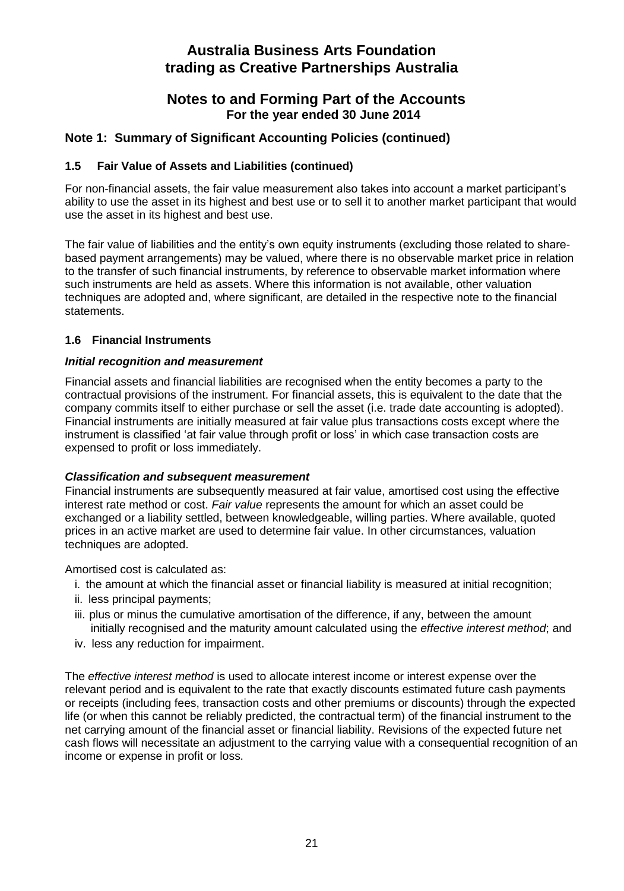# Australia Business Arts Foundation trading as Creative Partnerships Australia

## Notes to and Forming Part of the Accounts
**For the year ended 30 June 2014**

## Note 1: Summary of Significant Accounting Policies (continued)

### 1.5 Fair Value of Assets and Liabilities (continued)

For non-financial assets, the fair value measurement also takes into account a market participant's ability to use the asset in its highest and best use or to sell it to another market participant that would use the asset in its highest and best use.

The fair value of liabilities and the entity's own equity instruments (excluding those related to share-based payment arrangements) may be valued, where there is no observable market price in relation to the transfer of such financial instruments, by reference to observable market information where such instruments are held as assets. Where this information is not available, other valuation techniques are adopted and, where significant, are detailed in the respective note to the financial statements.

### 1.6 Financial Instruments

***Initial recognition and measurement***

Financial assets and financial liabilities are recognised when the entity becomes a party to the contractual provisions of the instrument. For financial assets, this is equivalent to the date that the company commits itself to either purchase or sell the asset (i.e. trade date accounting is adopted). Financial instruments are initially measured at fair value plus transactions costs except where the instrument is classified 'at fair value through profit or loss' in which case transaction costs are expensed to profit or loss immediately.

***Classification and subsequent measurement***

Financial instruments are subsequently measured at fair value, amortised cost using the effective interest rate method or cost. *Fair value* represents the amount for which an asset could be exchanged or a liability settled, between knowledgeable, willing parties. Where available, quoted prices in an active market are used to determine fair value. In other circumstances, valuation techniques are adopted.

Amortised cost is calculated as:

i. the amount at which the financial asset or financial liability is measured at initial recognition;
ii. less principal payments;
iii. plus or minus the cumulative amortisation of the difference, if any, between the amount initially recognised and the maturity amount calculated using the *effective interest method*; and
iv. less any reduction for impairment.

The *effective interest method* is used to allocate interest income or interest expense over the relevant period and is equivalent to the rate that exactly discounts estimated future cash payments or receipts (including fees, transaction costs and other premiums or discounts) through the expected life (or when this cannot be reliably predicted, the contractual term) of the financial instrument to the net carrying amount of the financial asset or financial liability. Revisions of the expected future net cash flows will necessitate an adjustment to the carrying value with a consequential recognition of an income or expense in profit or loss.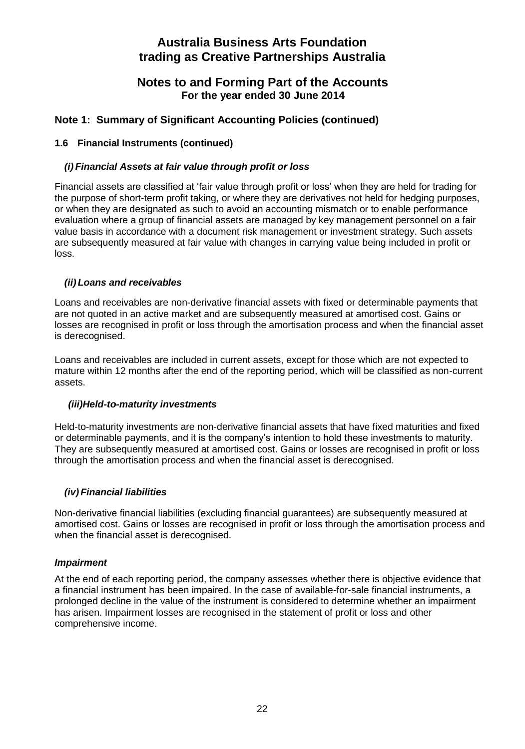# Australia Business Arts Foundation trading as Creative Partnerships Australia

## Notes to and Forming Part of the Accounts
**For the year ended 30 June 2014**

## Note 1: Summary of Significant Accounting Policies (continued)

### 1.6 Financial Instruments (continued)

#### *(i) Financial Assets at fair value through profit or loss*

Financial assets are classified at 'fair value through profit or loss' when they are held for trading for the purpose of short-term profit taking, or where they are derivatives not held for hedging purposes, or when they are designated as such to avoid an accounting mismatch or to enable performance evaluation where a group of financial assets are managed by key management personnel on a fair value basis in accordance with a document risk management or investment strategy. Such assets are subsequently measured at fair value with changes in carrying value being included in profit or loss.

#### *(ii) Loans and receivables*

Loans and receivables are non-derivative financial assets with fixed or determinable payments that are not quoted in an active market and are subsequently measured at amortised cost. Gains or losses are recognised in profit or loss through the amortisation process and when the financial asset is derecognised.

Loans and receivables are included in current assets, except for those which are not expected to mature within 12 months after the end of the reporting period, which will be classified as non-current assets.

#### *(iii) Held-to-maturity investments*

Held-to-maturity investments are non-derivative financial assets that have fixed maturities and fixed or determinable payments, and it is the company's intention to hold these investments to maturity. They are subsequently measured at amortised cost. Gains or losses are recognised in profit or loss through the amortisation process and when the financial asset is derecognised.

#### *(iv) Financial liabilities*

Non-derivative financial liabilities (excluding financial guarantees) are subsequently measured at amortised cost. Gains or losses are recognised in profit or loss through the amortisation process and when the financial asset is derecognised.

#### *Impairment*

At the end of each reporting period, the company assesses whether there is objective evidence that a financial instrument has been impaired. In the case of available-for-sale financial instruments, a prolonged decline in the value of the instrument is considered to determine whether an impairment has arisen. Impairment losses are recognised in the statement of profit or loss and other comprehensive income.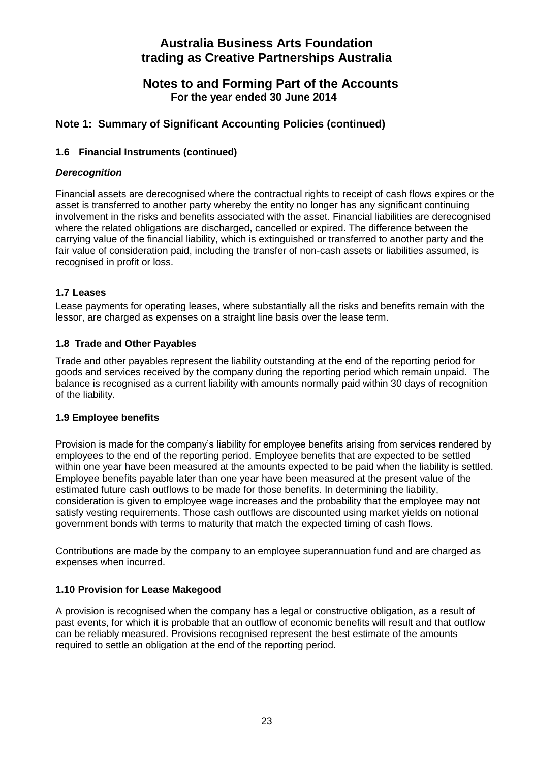# Australia Business Arts Foundation trading as Creative Partnerships Australia

## Notes to and Forming Part of the Accounts
**For the year ended 30 June 2014**

## Note 1: Summary of Significant Accounting Policies (continued)

### 1.6 Financial Instruments (continued)

***Derecognition***

Financial assets are derecognised where the contractual rights to receipt of cash flows expires or the asset is transferred to another party whereby the entity no longer has any significant continuing involvement in the risks and benefits associated with the asset. Financial liabilities are derecognised where the related obligations are discharged, cancelled or expired. The difference between the carrying value of the financial liability, which is extinguished or transferred to another party and the fair value of consideration paid, including the transfer of non-cash assets or liabilities assumed, is recognised in profit or loss.

### 1.7 Leases

Lease payments for operating leases, where substantially all the risks and benefits remain with the lessor, are charged as expenses on a straight line basis over the lease term.

### 1.8 Trade and Other Payables

Trade and other payables represent the liability outstanding at the end of the reporting period for goods and services received by the company during the reporting period which remain unpaid. The balance is recognised as a current liability with amounts normally paid within 30 days of recognition of the liability.

### 1.9 Employee benefits

Provision is made for the company's liability for employee benefits arising from services rendered by employees to the end of the reporting period. Employee benefits that are expected to be settled within one year have been measured at the amounts expected to be paid when the liability is settled. Employee benefits payable later than one year have been measured at the present value of the estimated future cash outflows to be made for those benefits. In determining the liability, consideration is given to employee wage increases and the probability that the employee may not satisfy vesting requirements. Those cash outflows are discounted using market yields on notional government bonds with terms to maturity that match the expected timing of cash flows.

Contributions are made by the company to an employee superannuation fund and are charged as expenses when incurred.

### 1.10 Provision for Lease Makegood

A provision is recognised when the company has a legal or constructive obligation, as a result of past events, for which it is probable that an outflow of economic benefits will result and that outflow can be reliably measured. Provisions recognised represent the best estimate of the amounts required to settle an obligation at the end of the reporting period.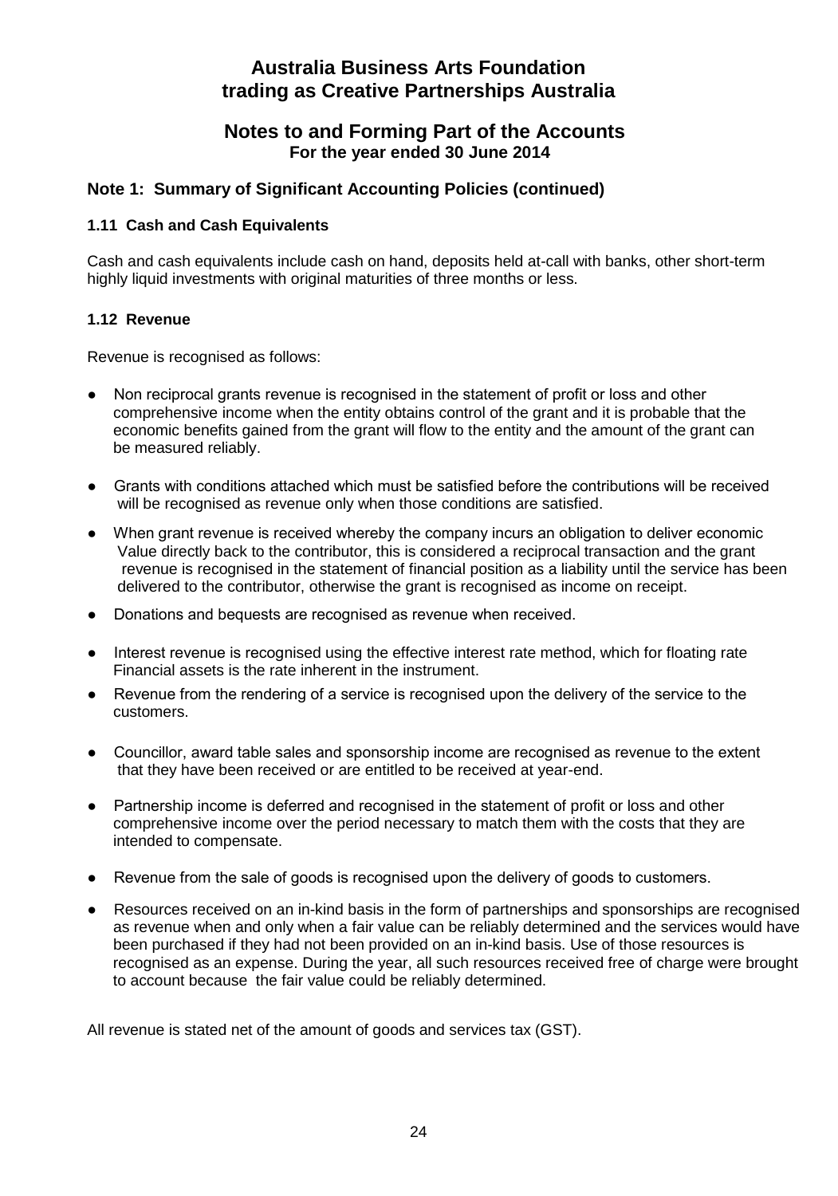# Australia Business Arts Foundation trading as Creative Partnerships Australia

## Notes to and Forming Part of the Accounts
**For the year ended 30 June 2014**

### Note 1: Summary of Significant Accounting Policies (continued)

#### 1.11 Cash and Cash Equivalents

Cash and cash equivalents include cash on hand, deposits held at-call with banks, other short-term highly liquid investments with original maturities of three months or less.

#### 1.12 Revenue

Revenue is recognised as follows:

- Non reciprocal grants revenue is recognised in the statement of profit or loss and other comprehensive income when the entity obtains control of the grant and it is probable that the economic benefits gained from the grant will flow to the entity and the amount of the grant can be measured reliably.
- Grants with conditions attached which must be satisfied before the contributions will be received will be recognised as revenue only when those conditions are satisfied.
- When grant revenue is received whereby the company incurs an obligation to deliver economic Value directly back to the contributor, this is considered a reciprocal transaction and the grant revenue is recognised in the statement of financial position as a liability until the service has been delivered to the contributor, otherwise the grant is recognised as income on receipt.
- Donations and bequests are recognised as revenue when received.
- Interest revenue is recognised using the effective interest rate method, which for floating rate Financial assets is the rate inherent in the instrument.
- Revenue from the rendering of a service is recognised upon the delivery of the service to the customers.
- Councillor, award table sales and sponsorship income are recognised as revenue to the extent that they have been received or are entitled to be received at year-end.
- Partnership income is deferred and recognised in the statement of profit or loss and other comprehensive income over the period necessary to match them with the costs that they are intended to compensate.
- Revenue from the sale of goods is recognised upon the delivery of goods to customers.
- Resources received on an in-kind basis in the form of partnerships and sponsorships are recognised as revenue when and only when a fair value can be reliably determined and the services would have been purchased if they had not been provided on an in-kind basis. Use of those resources is recognised as an expense. During the year, all such resources received free of charge were brought to account because the fair value could be reliably determined.

All revenue is stated net of the amount of goods and services tax (GST).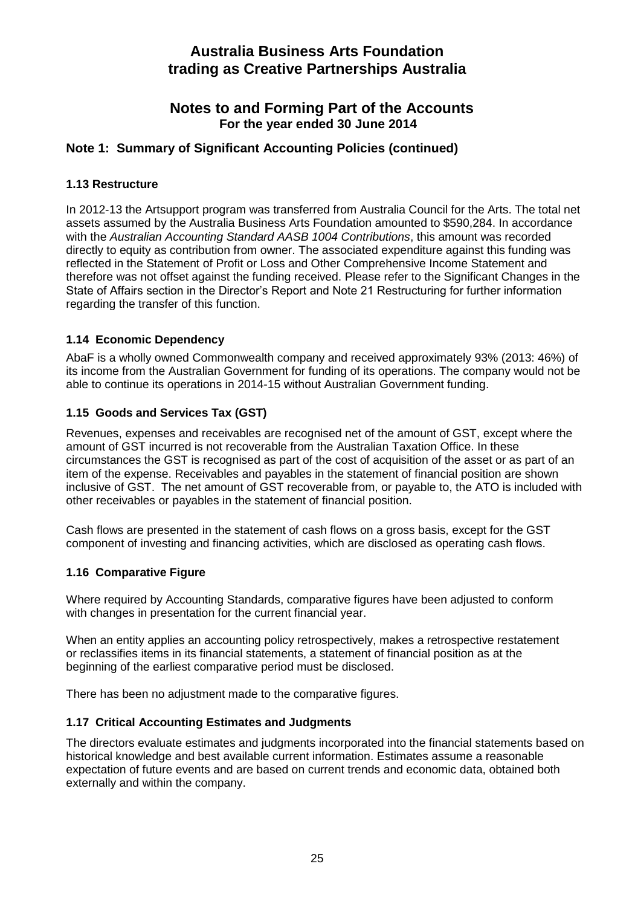# Australia Business Arts Foundation trading as Creative Partnerships Australia

## Notes to and Forming Part of the Accounts
**For the year ended 30 June 2014**

## Note 1: Summary of Significant Accounting Policies (continued)

### 1.13 Restructure

In 2012-13 the Artsupport program was transferred from Australia Council for the Arts. The total net assets assumed by the Australia Business Arts Foundation amounted to $590,284. In accordance with the *Australian Accounting Standard AASB 1004 Contributions*, this amount was recorded directly to equity as contribution from owner. The associated expenditure against this funding was reflected in the Statement of Profit or Loss and Other Comprehensive Income Statement and therefore was not offset against the funding received. Please refer to the Significant Changes in the State of Affairs section in the Director's Report and Note 21 Restructuring for further information regarding the transfer of this function.

### 1.14 Economic Dependency

AbaF is a wholly owned Commonwealth company and received approximately 93% (2013: 46%) of its income from the Australian Government for funding of its operations. The company would not be able to continue its operations in 2014-15 without Australian Government funding.

### 1.15 Goods and Services Tax (GST)

Revenues, expenses and receivables are recognised net of the amount of GST, except where the amount of GST incurred is not recoverable from the Australian Taxation Office. In these circumstances the GST is recognised as part of the cost of acquisition of the asset or as part of an item of the expense. Receivables and payables in the statement of financial position are shown inclusive of GST. The net amount of GST recoverable from, or payable to, the ATO is included with other receivables or payables in the statement of financial position.

Cash flows are presented in the statement of cash flows on a gross basis, except for the GST component of investing and financing activities, which are disclosed as operating cash flows.

### 1.16 Comparative Figure

Where required by Accounting Standards, comparative figures have been adjusted to conform with changes in presentation for the current financial year.

When an entity applies an accounting policy retrospectively, makes a retrospective restatement or reclassifies items in its financial statements, a statement of financial position as at the beginning of the earliest comparative period must be disclosed.

There has been no adjustment made to the comparative figures.

### 1.17 Critical Accounting Estimates and Judgments

The directors evaluate estimates and judgments incorporated into the financial statements based on historical knowledge and best available current information. Estimates assume a reasonable expectation of future events and are based on current trends and economic data, obtained both externally and within the company.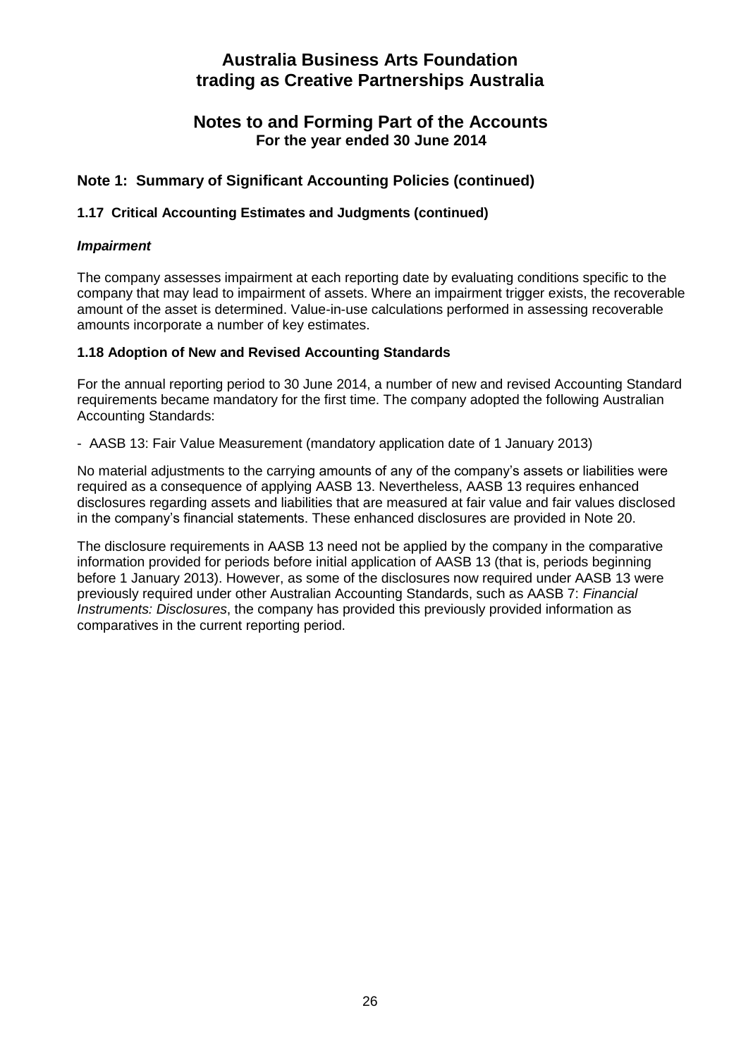# Australia Business Arts Foundation trading as Creative Partnerships Australia

## Notes to and Forming Part of the Accounts
**For the year ended 30 June 2014**

### Note 1: Summary of Significant Accounting Policies (continued)

#### 1.17 Critical Accounting Estimates and Judgments (continued)

***Impairment***

The company assesses impairment at each reporting date by evaluating conditions specific to the company that may lead to impairment of assets. Where an impairment trigger exists, the recoverable amount of the asset is determined. Value-in-use calculations performed in assessing recoverable amounts incorporate a number of key estimates.

#### 1.18 Adoption of New and Revised Accounting Standards

For the annual reporting period to 30 June 2014, a number of new and revised Accounting Standard requirements became mandatory for the first time. The company adopted the following Australian Accounting Standards:

- AASB 13: Fair Value Measurement (mandatory application date of 1 January 2013)

No material adjustments to the carrying amounts of any of the company's assets or liabilities were required as a consequence of applying AASB 13. Nevertheless, AASB 13 requires enhanced disclosures regarding assets and liabilities that are measured at fair value and fair values disclosed in the company's financial statements. These enhanced disclosures are provided in Note 20.

The disclosure requirements in AASB 13 need not be applied by the company in the comparative information provided for periods before initial application of AASB 13 (that is, periods beginning before 1 January 2013). However, as some of the disclosures now required under AASB 13 were previously required under other Australian Accounting Standards, such as AASB 7: *Financial Instruments: Disclosures*, the company has provided this previously provided information as comparatives in the current reporting period.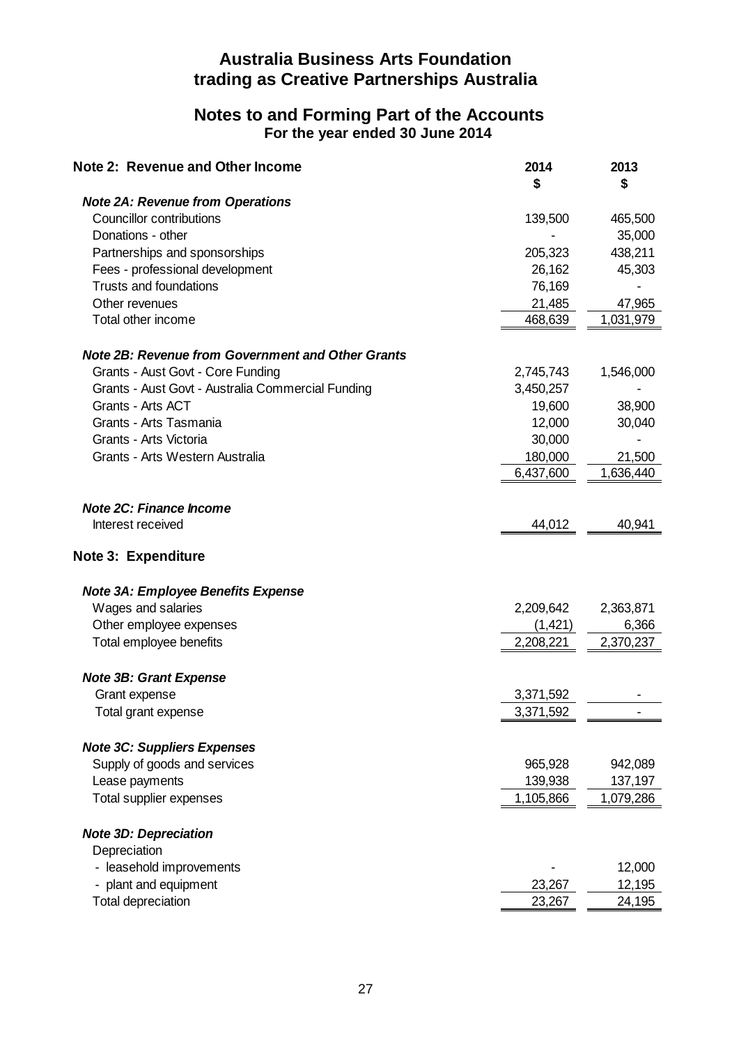# Australia Business Arts Foundation
# trading as Creative Partnerships Australia

## Notes to and Forming Part of the Accounts
**For the year ended 30 June 2014**

### Note 2: Revenue and Other Income

| | 2014 $ | 2013 $ |
|---|---|---|
| ***Note 2A: Revenue from Operations*** | | |
| Councillor contributions | 139,500 | 465,500 |
| Donations - other | - | 35,000 |
| Partnerships and sponsorships | 205,323 | 438,211 |
| Fees - professional development | 26,162 | 45,303 |
| Trusts and foundations | 76,169 | - |
| Other revenues | 21,485 | 47,965 |
| Total other income | 468,639 | 1,031,979 |
| ***Note 2B: Revenue from Government and Other Grants*** | | |
| Grants - Aust Govt - Core Funding | 2,745,743 | 1,546,000 |
| Grants - Aust Govt - Australia Commercial Funding | 3,450,257 | - |
| Grants - Arts ACT | 19,600 | 38,900 |
| Grants - Arts Tasmania | 12,000 | 30,040 |
| Grants - Arts Victoria | 30,000 | - |
| Grants - Arts Western Australia | 180,000 | 21,500 |
| | 6,437,600 | 1,636,440 |
| ***Note 2C: Finance Income*** | | |
| Interest received | 44,012 | 40,941 |

### Note 3: Expenditure

| | 2014 $ | 2013 $ |
|---|---|---|
| ***Note 3A: Employee Benefits Expense*** | | |
| Wages and salaries | 2,209,642 | 2,363,871 |
| Other employee expenses | (1,421) | 6,366 |
| Total employee benefits | 2,208,221 | 2,370,237 |
| ***Note 3B: Grant Expense*** | | |
| Grant expense | 3,371,592 | - |
| Total grant expense | 3,371,592 | - |
| ***Note 3C: Suppliers Expenses*** | | |
| Supply of goods and services | 965,928 | 942,089 |
| Lease payments | 139,938 | 137,197 |
| Total supplier expenses | 1,105,866 | 1,079,286 |
| ***Note 3D: Depreciation*** | | |
| Depreciation | | |
| - leasehold improvements | - | 12,000 |
| - plant and equipment | 23,267 | 12,195 |
| Total depreciation | 23,267 | 24,195 |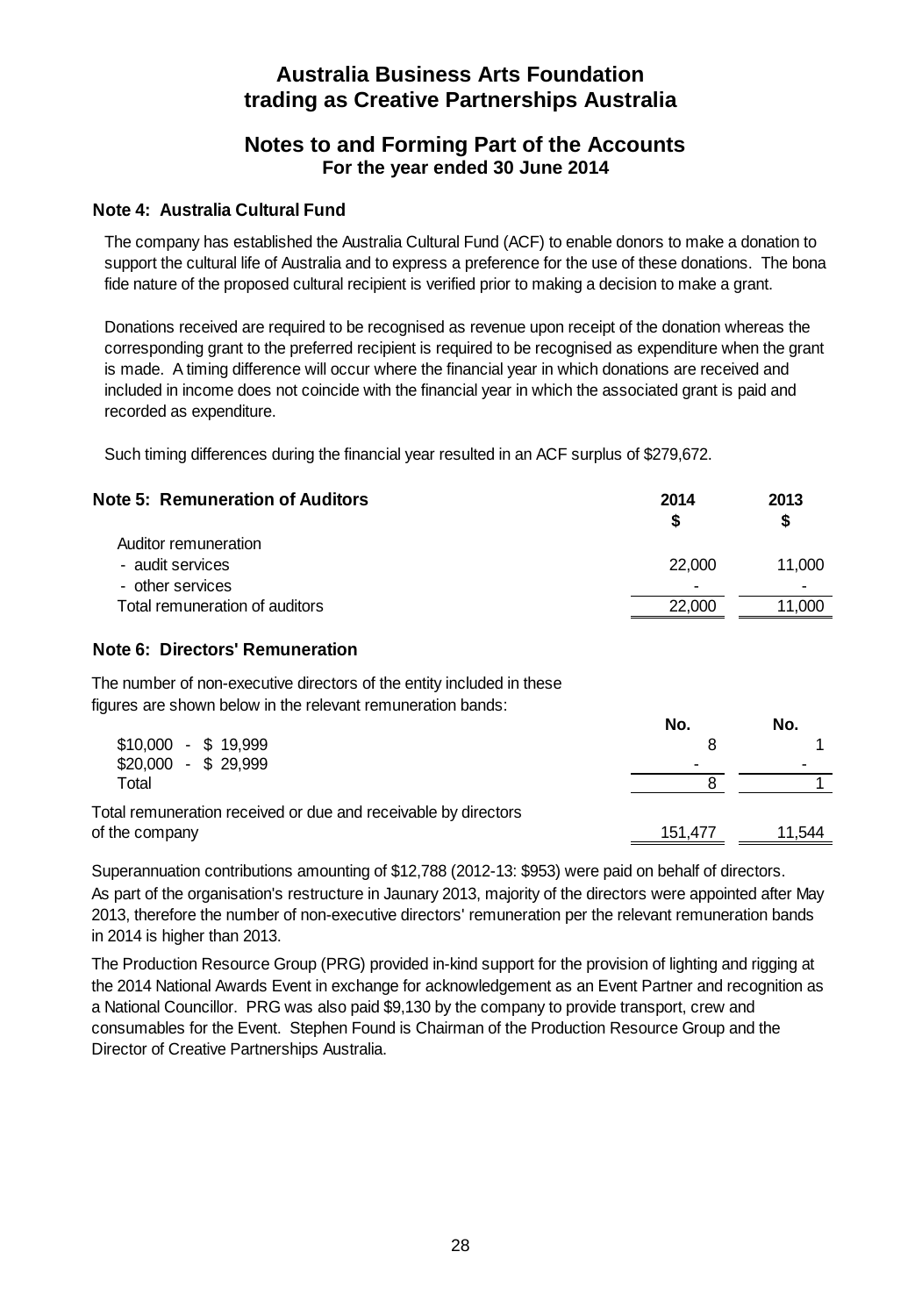# Australia Business Arts Foundation trading as Creative Partnerships Australia

## Notes to and Forming Part of the Accounts
### For the year ended 30 June 2014

### Note 4: Australia Cultural Fund

The company has established the Australia Cultural Fund (ACF) to enable donors to make a donation to support the cultural life of Australia and to express a preference for the use of these donations. The bona fide nature of the proposed cultural recipient is verified prior to making a decision to make a grant.

Donations received are required to be recognised as revenue upon receipt of the donation whereas the corresponding grant to the preferred recipient is required to be recognised as expenditure when the grant is made. A timing difference will occur where the financial year in which donations are received and included in income does not coincide with the financial year in which the associated grant is paid and recorded as expenditure.

Such timing differences during the financial year resulted in an ACF surplus of $279,672.

### Note 5: Remuneration of Auditors

| | 2014 $ | 2013 $ |
|---|---|---|
| Auditor remuneration | | |
| - audit services | 22,000 | 11,000 |
| - other services | - | - |
| Total remuneration of auditors | 22,000 | 11,000 |

### Note 6: Directors' Remuneration

The number of non-executive directors of the entity included in these figures are shown below in the relevant remuneration bands:

| | No. | No. |
|---|---|---|
| $10,000 - $ 19,999 | 8 | 1 |
| $20,000 - $ 29,999 | - | - |
| Total | 8 | 1 |
| Total remuneration received or due and receivable by directors of the company | 151,477 | 11,544 |

Superannuation contributions amounting of $12,788 (2012-13: $953) were paid on behalf of directors.
As part of the organisation's restructure in Jaunary 2013, majority of the directors were appointed after May 2013, therefore the number of non-executive directors' remuneration per the relevant remuneration bands in 2014 is higher than 2013.

The Production Resource Group (PRG) provided in-kind support for the provision of lighting and rigging at the 2014 National Awards Event in exchange for acknowledgement as an Event Partner and recognition as a National Councillor. PRG was also paid $9,130 by the company to provide transport, crew and consumables for the Event. Stephen Found is Chairman of the Production Resource Group and the Director of Creative Partnerships Australia.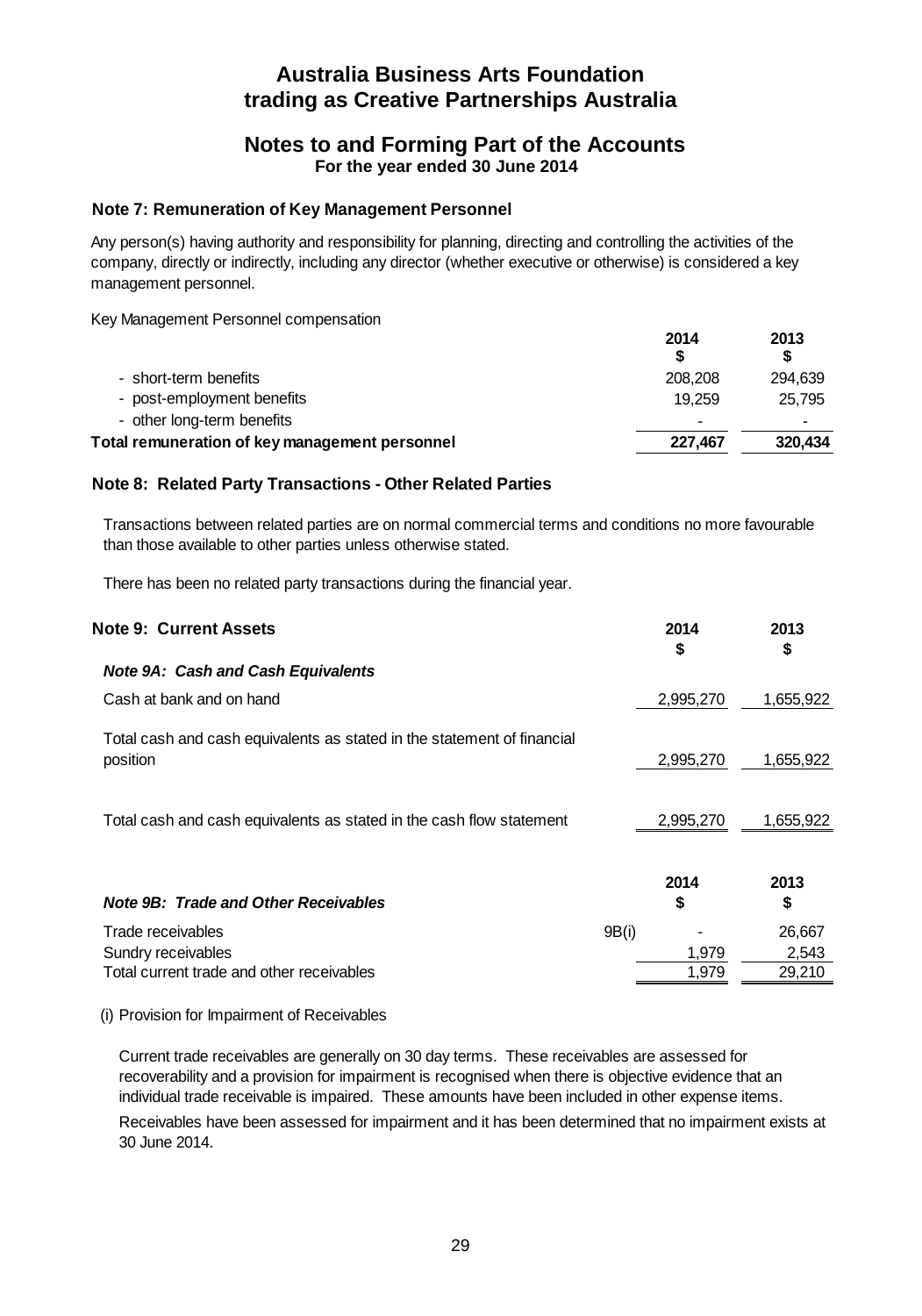# Australia Business Arts Foundation trading as Creative Partnerships Australia

## Notes to and Forming Part of the Accounts

**For the year ended 30 June 2014**

### Note 7: Remuneration of Key Management Personnel

Any person(s) having authority and responsibility for planning, directing and controlling the activities of the company, directly or indirectly, including any director (whether executive or otherwise) is considered a key management personnel.

Key Management Personnel compensation

| | 2014 $ | 2013 $ |
|---|---|---|
| - short-term benefits | 208,208 | 294,639 |
| - post-employment benefits | 19,259 | 25,795 |
| - other long-term benefits | - | - |
| **Total remuneration of key management personnel** | **227,467** | **320,434** |

### Note 8: Related Party Transactions - Other Related Parties

Transactions between related parties are on normal commercial terms and conditions no more favourable than those available to other parties unless otherwise stated.

There has been no related party transactions during the financial year.

### Note 9: Current Assets

| | 2014 $ | 2013 $ |
|---|---|---|
| ***Note 9A: Cash and Cash Equivalents*** | | |
| Cash at bank and on hand | 2,995,270 | 1,655,922 |
| Total cash and cash equivalents as stated in the statement of financial position | 2,995,270 | 1,655,922 |
| Total cash and cash equivalents as stated in the cash flow statement | 2,995,270 | 1,655,922 |

| ***Note 9B: Trade and Other Receivables*** | | 2014 $ | 2013 $ |
|---|---|---|---|
| Trade receivables | 9B(i) | - | 26,667 |
| Sundry receivables | | 1,979 | 2,543 |
| Total current trade and other receivables | | 1,979 | 29,210 |

(i) Provision for Impairment of Receivables

Current trade receivables are generally on 30 day terms. These receivables are assessed for recoverability and a provision for impairment is recognised when there is objective evidence that an individual trade receivable is impaired. These amounts have been included in other expense items.

Receivables have been assessed for impairment and it has been determined that no impairment exists at 30 June 2014.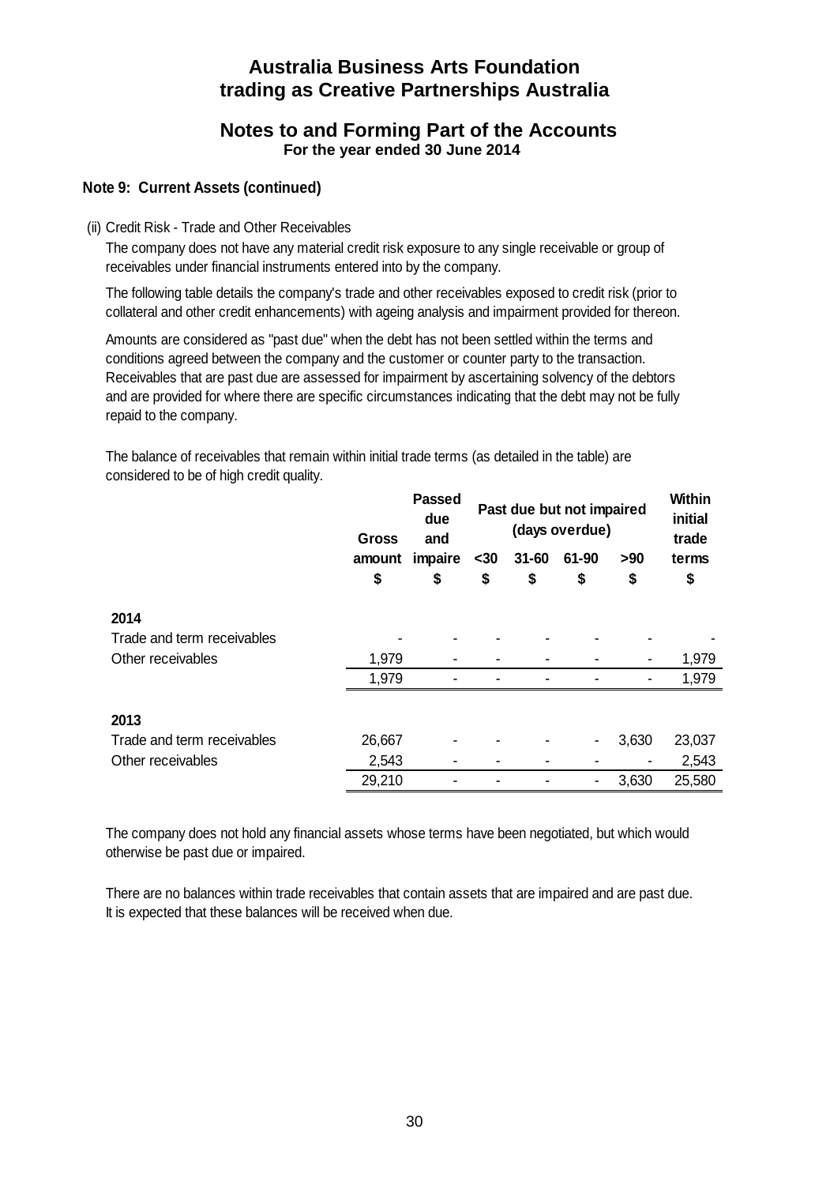# Australia Business Arts Foundation
# trading as Creative Partnerships Australia

## Notes to and Forming Part of the Accounts
**For the year ended 30 June 2014**

### Note 9: Current Assets (continued)

(ii) Credit Risk - Trade and Other Receivables

The company does not have any material credit risk exposure to any single receivable or group of receivables under financial instruments entered into by the company.

The following table details the company's trade and other receivables exposed to credit risk (prior to collateral and other credit enhancements) with ageing analysis and impairment provided for thereon.

Amounts are considered as "past due" when the debt has not been settled within the terms and conditions agreed between the company and the customer or counter party to the transaction. Receivables that are past due are assessed for impairment by ascertaining solvency of the debtors and are provided for where there are specific circumstances indicating that the debt may not be fully repaid to the company.

The balance of receivables that remain within initial trade terms (as detailed in the table) are considered to be of high credit quality.

| | Gross amount | Passed due and impaire | Past due but not impaired (days overdue) | | | | Within initial trade terms |
|---|---|---|---|---|---|---|---|
| | | | <30 | 31-60 | 61-90 | >90 | |
| | $ | $ | $ | $ | $ | $ | $ |
| **2014** | | | | | | | |
| Trade and term receivables | - | - | - | - | - | - | - |
| Other receivables | 1,979 | - | - | - | - | - | 1,979 |
| | 1,979 | - | - | - | - | - | 1,979 |
| **2013** | | | | | | | |
| Trade and term receivables | 26,667 | - | - | - | - | 3,630 | 23,037 |
| Other receivables | 2,543 | - | - | - | - | - | 2,543 |
| | 29,210 | - | - | - | - | 3,630 | 25,580 |

The company does not hold any financial assets whose terms have been negotiated, but which would otherwise be past due or impaired.

There are no balances within trade receivables that contain assets that are impaired and are past due. It is expected that these balances will be received when due.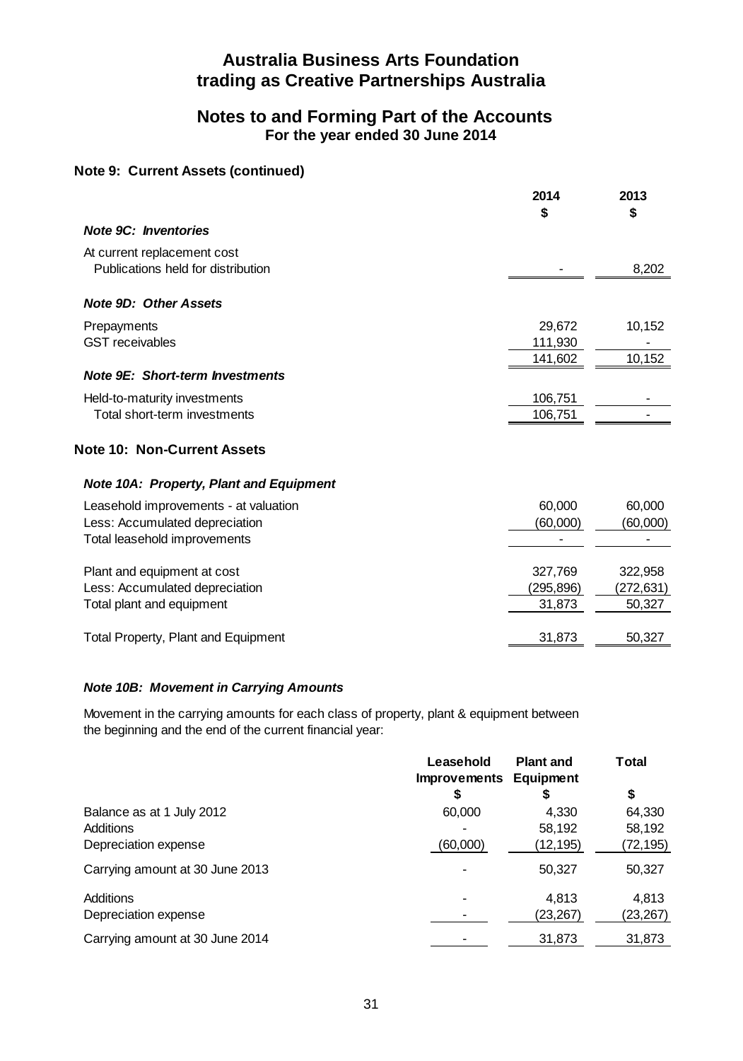# Australia Business Arts Foundation
# trading as Creative Partnerships Australia

## Notes to and Forming Part of the Accounts
### For the year ended 30 June 2014

### Note 9: Current Assets (continued)

| | 2014 $ | 2013 $ |
|---|---|---|
| ***Note 9C: Inventories*** | | |
| At current replacement cost | | |
| Publications held for distribution | - | 8,202 |
| ***Note 9D: Other Assets*** | | |
| Prepayments | 29,672 | 10,152 |
| GST receivables | 111,930 | - |
| | 141,602 | 10,152 |
| ***Note 9E: Short-term Investments*** | | |
| Held-to-maturity investments | 106,751 | - |
| Total short-term investments | 106,751 | - |

### Note 10: Non-Current Assets

#### *Note 10A: Property, Plant and Equipment*

| | 2014 $ | 2013 $ |
|---|---|---|
| Leasehold improvements - at valuation | 60,000 | 60,000 |
| Less: Accumulated depreciation | (60,000) | (60,000) |
| Total leasehold improvements | - | - |
| Plant and equipment at cost | 327,769 | 322,958 |
| Less: Accumulated depreciation | (295,896) | (272,631) |
| Total plant and equipment | 31,873 | 50,327 |
| Total Property, Plant and Equipment | 31,873 | 50,327 |

#### *Note 10B: Movement in Carrying Amounts*

Movement in the carrying amounts for each class of property, plant & equipment between the beginning and the end of the current financial year:

| | Leasehold Improvements $ | Plant and Equipment $ | Total $ |
|---|---|---|---|
| Balance as at 1 July 2012 | 60,000 | 4,330 | 64,330 |
| Additions | - | 58,192 | 58,192 |
| Depreciation expense | (60,000) | (12,195) | (72,195) |
| Carrying amount at 30 June 2013 | - | 50,327 | 50,327 |
| Additions | - | 4,813 | 4,813 |
| Depreciation expense | - | (23,267) | (23,267) |
| Carrying amount at 30 June 2014 | - | 31,873 | 31,873 |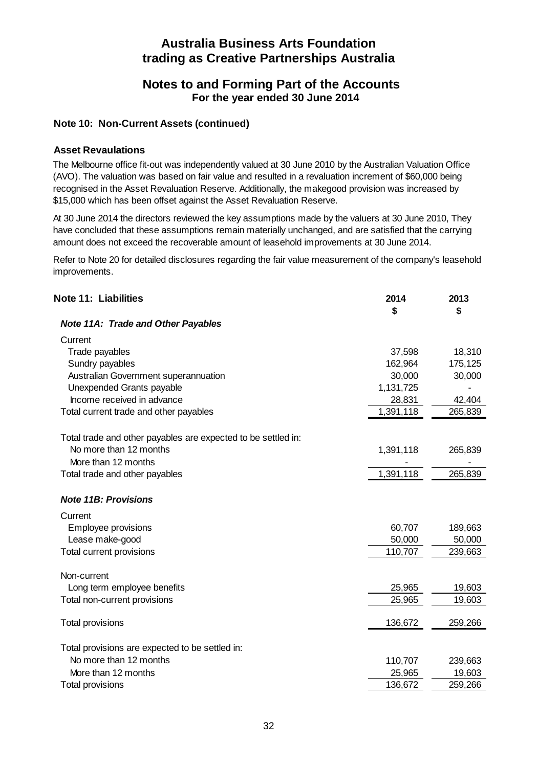# Australia Business Arts Foundation
# trading as Creative Partnerships Australia

## Notes to and Forming Part of the Accounts
**For the year ended 30 June 2014**

### Note 10: Non-Current Assets (continued)

#### Asset Revaulations

The Melbourne office fit-out was independently valued at 30 June 2010 by the Australian Valuation Office (AVO). The valuation was based on fair value and resulted in a revaluation increment of $60,000 being recognised in the Asset Revaluation Reserve. Additionally, the makegood provision was increased by $15,000 which has been offset against the Asset Revaluation Reserve.

At 30 June 2014 the directors reviewed the key assumptions made by the valuers at 30 June 2010, They have concluded that these assumptions remain materially unchanged, and are satisfied that the carrying amount does not exceed the recoverable amount of leasehold improvements at 30 June 2014.

Refer to Note 20 for detailed disclosures regarding the fair value measurement of the company's leasehold improvements.

### Note 11: Liabilities

| | 2014 $ | 2013 $ |
|---|---|---|
| ***Note 11A: Trade and Other Payables*** | | |
| Current | | |
| Trade payables | 37,598 | 18,310 |
| Sundry payables | 162,964 | 175,125 |
| Australian Government superannuation | 30,000 | 30,000 |
| Unexpended Grants payable | 1,131,725 | - |
| Income received in advance | 28,831 | 42,404 |
| Total current trade and other payables | 1,391,118 | 265,839 |
| | | |
| Total trade and other payables are expected to be settled in: | | |
| No more than 12 months | 1,391,118 | 265,839 |
| More than 12 months | - | - |
| Total trade and other payables | 1,391,118 | 265,839 |
| | | |
| ***Note 11B: Provisions*** | | |
| Current | | |
| Employee provisions | 60,707 | 189,663 |
| Lease make-good | 50,000 | 50,000 |
| Total current provisions | 110,707 | 239,663 |
| | | |
| Non-current | | |
| Long term employee benefits | 25,965 | 19,603 |
| Total non-current provisions | 25,965 | 19,603 |
| | | |
| Total provisions | 136,672 | 259,266 |
| | | |
| Total provisions are expected to be settled in: | | |
| No more than 12 months | 110,707 | 239,663 |
| More than 12 months | 25,965 | 19,603 |
| Total provisions | 136,672 | 259,266 |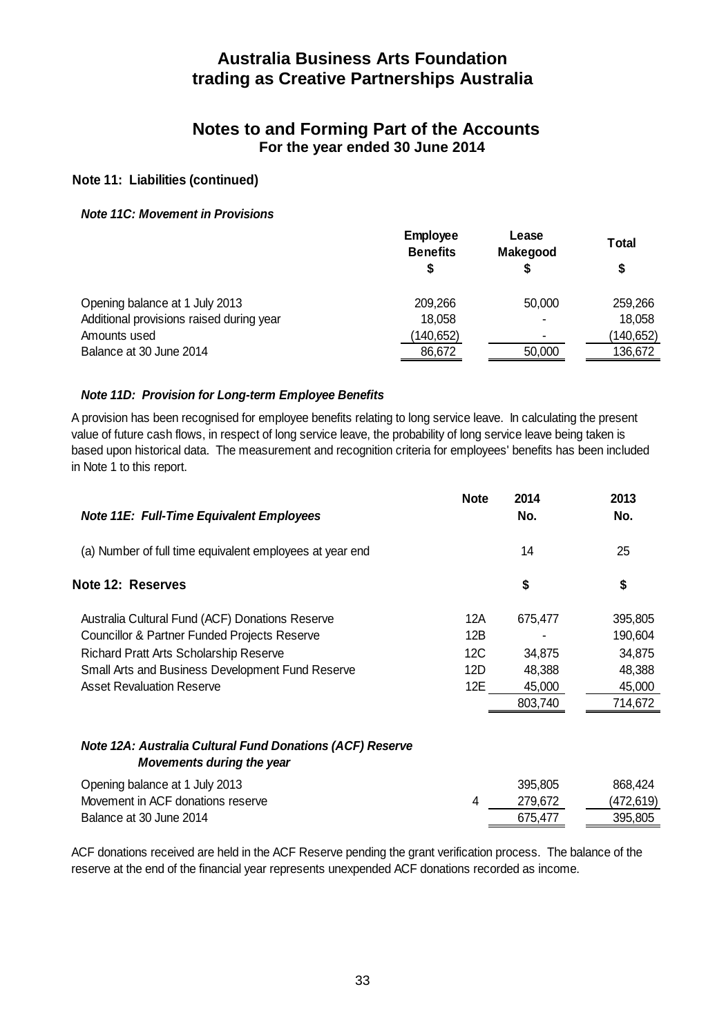# Australia Business Arts Foundation
# trading as Creative Partnerships Australia

## Notes to and Forming Part of the Accounts
**For the year ended 30 June 2014**

### Note 11: Liabilities (continued)

***Note 11C: Movement in Provisions***

| | Employee Benefits $ | Lease Makegood $ | Total $ |
|---|---|---|---|
| Opening balance at 1 July 2013 | 209,266 | 50,000 | 259,266 |
| Additional provisions raised during year | 18,058 | - | 18,058 |
| Amounts used | (140,652) | - | (140,652) |
| Balance at 30 June 2014 | 86,672 | 50,000 | 136,672 |

***Note 11D: Provision for Long-term Employee Benefits***

A provision has been recognised for employee benefits relating to long service leave. In calculating the present value of future cash flows, in respect of long service leave, the probability of long service leave being taken is based upon historical data. The measurement and recognition criteria for employees' benefits has been included in Note 1 to this report.

| ***Note 11E: Full-Time Equivalent Employees*** | Note | 2014 No. | 2013 No. |
|---|---|---|---|
| (a) Number of full time equivalent employees at year end | | 14 | 25 |

### Note 12: Reserves

| | Note | 2014 $ | 2013 $ |
|---|---|---|---|
| Australia Cultural Fund (ACF) Donations Reserve | 12A | 675,477 | 395,805 |
| Councillor & Partner Funded Projects Reserve | 12B | - | 190,604 |
| Richard Pratt Arts Scholarship Reserve | 12C | 34,875 | 34,875 |
| Small Arts and Business Development Fund Reserve | 12D | 48,388 | 48,388 |
| Asset Revaluation Reserve | 12E | 45,000 | 45,000 |
| | | 803,740 | 714,672 |

***Note 12A: Australia Cultural Fund Donations (ACF) Reserve***
***Movements during the year***

| | Note | 2014 $ | 2013 $ |
|---|---|---|---|
| Opening balance at 1 July 2013 | | 395,805 | 868,424 |
| Movement in ACF donations reserve | 4 | 279,672 | (472,619) |
| Balance at 30 June 2014 | | 675,477 | 395,805 |

ACF donations received are held in the ACF Reserve pending the grant verification process. The balance of the reserve at the end of the financial year represents unexpended ACF donations recorded as income.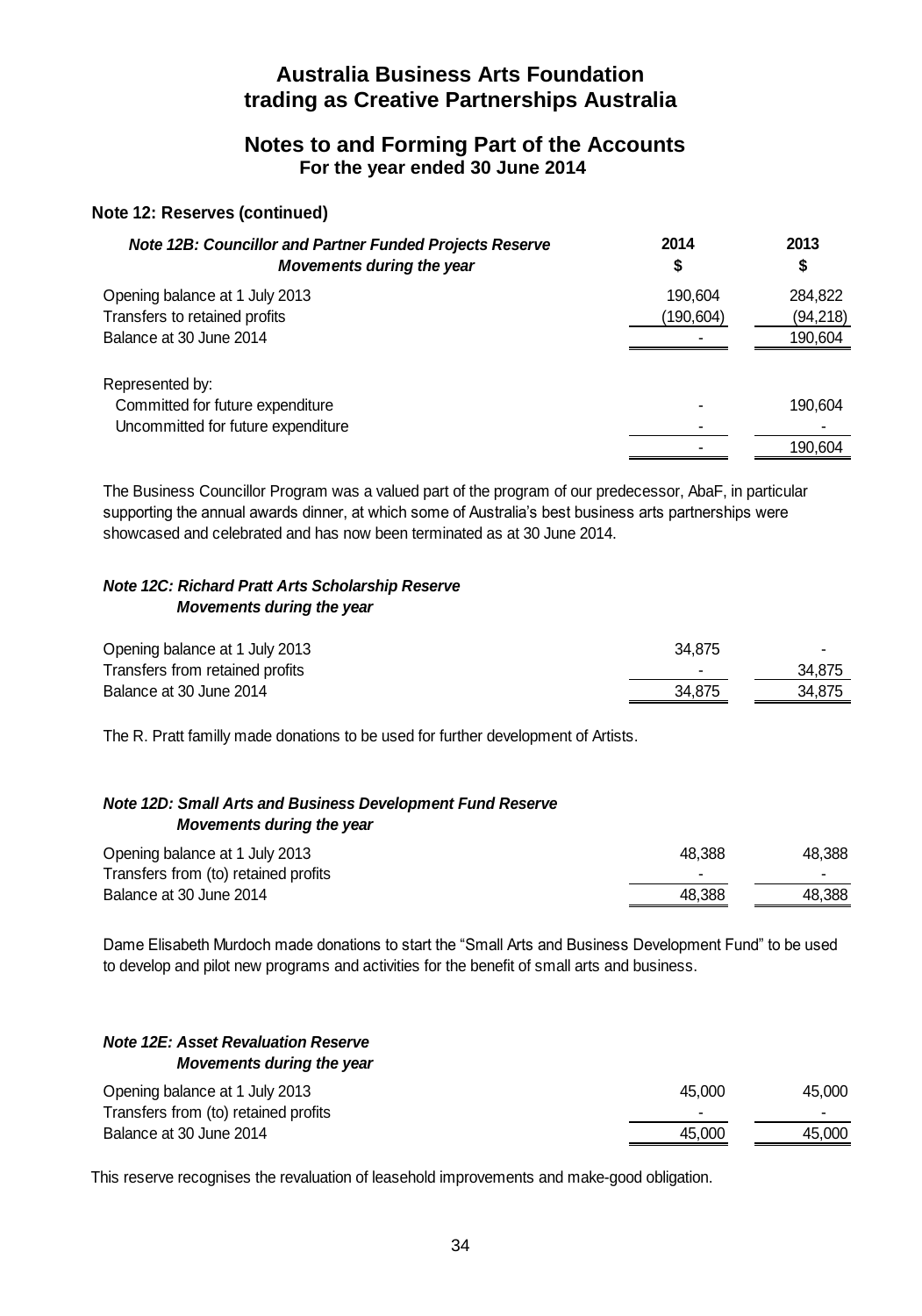# Australia Business Arts Foundation
# trading as Creative Partnerships Australia

## Notes to and Forming Part of the Accounts
### For the year ended 30 June 2014

### Note 12: Reserves (continued)

| ***Note 12B: Councillor and Partner Funded Projects Reserve*** ***Movements during the year*** | **2014** **$** | **2013** **$** |
|---|---|---|
| Opening balance at 1 July 2013 | 190,604 | 284,822 |
| Transfers to retained profits | (190,604) | (94,218) |
| Balance at 30 June 2014 | - | 190,604 |
| | | |
| Represented by: | | |
| Committed for future expenditure | - | 190,604 |
| Uncommitted for future expenditure | - | - |
| | - | 190,604 |

The Business Councillor Program was a valued part of the program of our predecessor, AbaF, in particular supporting the annual awards dinner, at which some of Australia's best business arts partnerships were showcased and celebrated and has now been terminated as at 30 June 2014.

| ***Note 12C: Richard Pratt Arts Scholarship Reserve*** ***Movements during the year*** | | |
|---|---|---|
| Opening balance at 1 July 2013 | 34,875 | - |
| Transfers from retained profits | - | 34,875 |
| Balance at 30 June 2014 | 34,875 | 34,875 |

The R. Pratt familly made donations to be used for further development of Artists.

| ***Note 12D: Small Arts and Business Development Fund Reserve*** ***Movements during the year*** | | |
|---|---|---|
| Opening balance at 1 July 2013 | 48,388 | 48,388 |
| Transfers from (to) retained profits | - | - |
| Balance at 30 June 2014 | 48,388 | 48,388 |

Dame Elisabeth Murdoch made donations to start the "Small Arts and Business Development Fund" to be used to develop and pilot new programs and activities for the benefit of small arts and business.

| ***Note 12E: Asset Revaluation Reserve*** ***Movements during the year*** | | |
|---|---|---|
| Opening balance at 1 July 2013 | 45,000 | 45,000 |
| Transfers from (to) retained profits | - | - |
| Balance at 30 June 2014 | 45,000 | 45,000 |

This reserve recognises the revaluation of leasehold improvements and make-good obligation.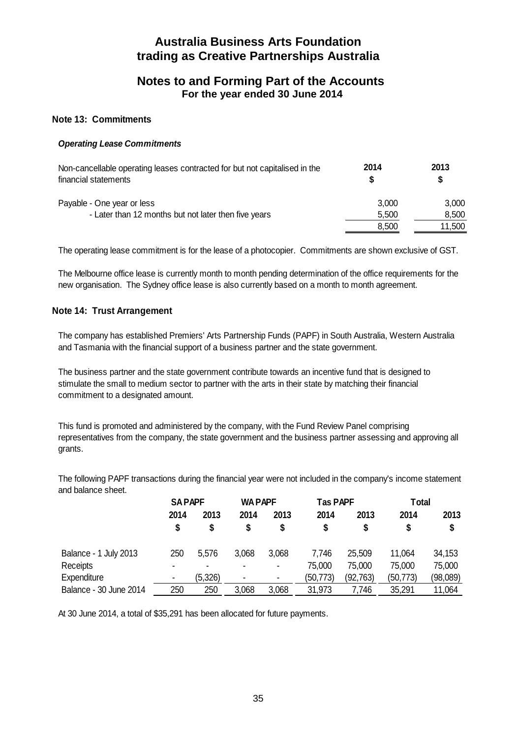# Australia Business Arts Foundation
# trading as Creative Partnerships Australia

## Notes to and Forming Part of the Accounts
### For the year ended 30 June 2014

### Note 13: Commitments

***Operating Lease Commitments***

| Non-cancellable operating leases contracted for but not capitalised in the financial statements | 2014 $ | 2013 $ |
|---|---|---|
| Payable - One year or less | 3,000 | 3,000 |
| - Later than 12 months but not later then five years | 5,500 | 8,500 |
| | 8,500 | 11,500 |

The operating lease commitment is for the lease of a photocopier. Commitments are shown exclusive of GST.

The Melbourne office lease is currently month to month pending determination of the office requirements for the new organisation. The Sydney office lease is also currently based on a month to month agreement.

### Note 14: Trust Arrangement

The company has established Premiers' Arts Partnership Funds (PAPF) in South Australia, Western Australia and Tasmania with the financial support of a business partner and the state government.

The business partner and the state government contribute towards an incentive fund that is designed to stimulate the small to medium sector to partner with the arts in their state by matching their financial commitment to a designated amount.

This fund is promoted and administered by the company, with the Fund Review Panel comprising representatives from the company, the state government and the business partner assessing and approving all grants.

The following PAPF transactions during the financial year were not included in the company's income statement and balance sheet.

| | SA PAPF | | WA PAPF | | Tas PAPF | | Total | |
|---|---|---|---|---|---|---|---|---|
| | 2014 $ | 2013 $ | 2014 $ | 2013 $ | 2014 $ | 2013 $ | 2014 $ | 2013 $ |
| Balance - 1 July 2013 | 250 | 5,576 | 3,068 | 3,068 | 7,746 | 25,509 | 11,064 | 34,153 |
| Receipts | - | - | - | - | 75,000 | 75,000 | 75,000 | 75,000 |
| Expenditure | - | (5,326) | - | - | (50,773) | (92,763) | (50,773) | (98,089) |
| Balance - 30 June 2014 | 250 | 250 | 3,068 | 3,068 | 31,973 | 7,746 | 35,291 | 11,064 |

At 30 June 2014, a total of $35,291 has been allocated for future payments.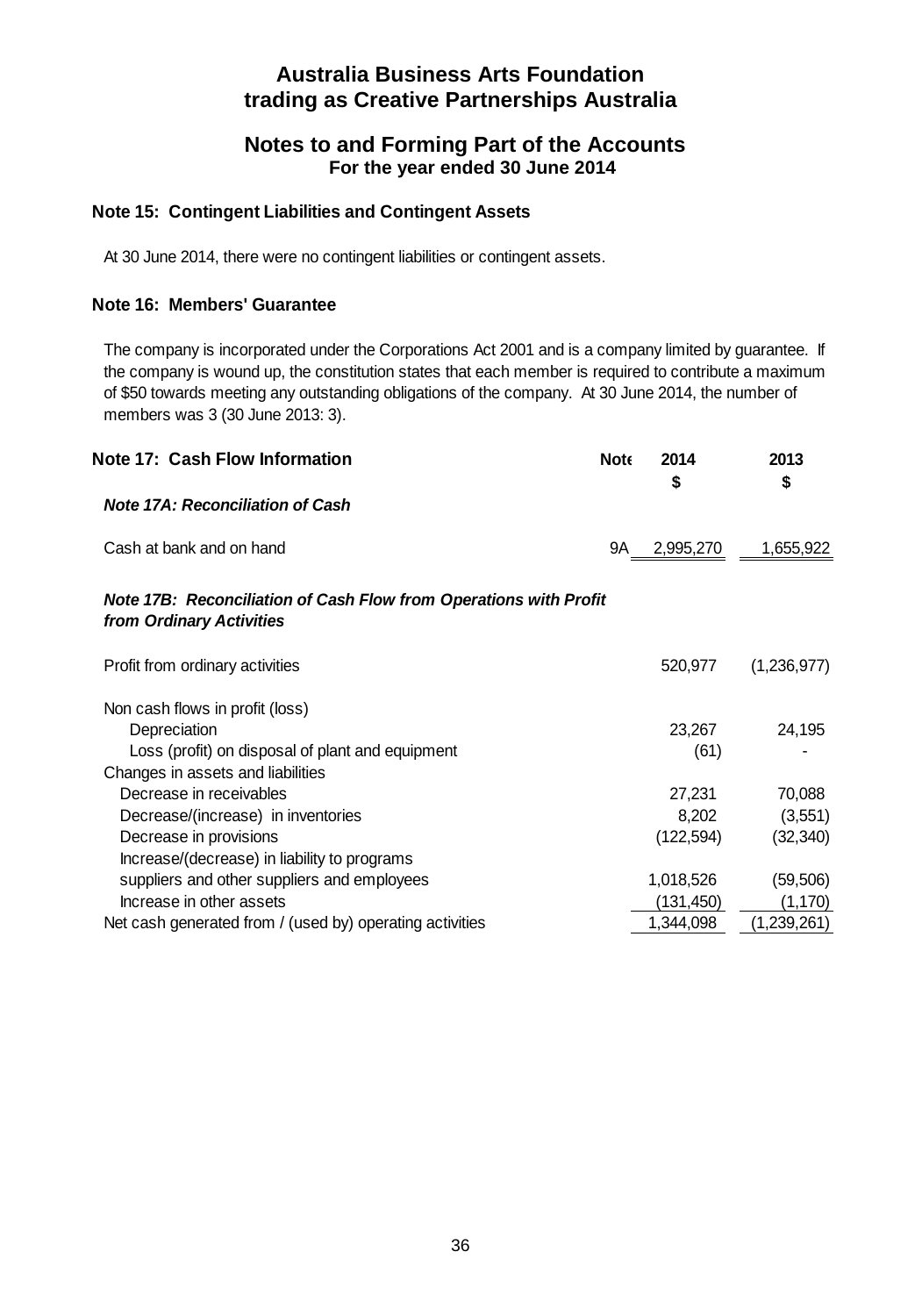# Australia Business Arts Foundation trading as Creative Partnerships Australia

## Notes to and Forming Part of the Accounts
**For the year ended 30 June 2014**

### Note 15: Contingent Liabilities and Contingent Assets

At 30 June 2014, there were no contingent liabilities or contingent assets.

### Note 16: Members' Guarantee

The company is incorporated under the Corporations Act 2001 and is a company limited by guarantee. If the company is wound up, the constitution states that each member is required to contribute a maximum of $50 towards meeting any outstanding obligations of the company. At 30 June 2014, the number of members was 3 (30 June 2013: 3).

### Note 17: Cash Flow Information

| | Note | 2014 $ | 2013 $ |
|---|---|---|---|
| ***Note 17A: Reconciliation of Cash*** | | | |
| Cash at bank and on hand | 9A | 2,995,270 | 1,655,922 |

| ***Note 17B: Reconciliation of Cash Flow from Operations with Profit from Ordinary Activities*** | 2014 $ | 2013 $ |
|---|---|---|
| Profit from ordinary activities | 520,977 | (1,236,977) |
| Non cash flows in profit (loss) | | |
| Depreciation | 23,267 | 24,195 |
| Loss (profit) on disposal of plant and equipment | (61) | - |
| Changes in assets and liabilities | | |
| Decrease in receivables | 27,231 | 70,088 |
| Decrease/(increase) in inventories | 8,202 | (3,551) |
| Decrease in provisions | (122,594) | (32,340) |
| Increase/(decrease) in liability to programs suppliers and other suppliers and employees | 1,018,526 | (59,506) |
| Increase in other assets | (131,450) | (1,170) |
| Net cash generated from / (used by) operating activities | 1,344,098 | (1,239,261) |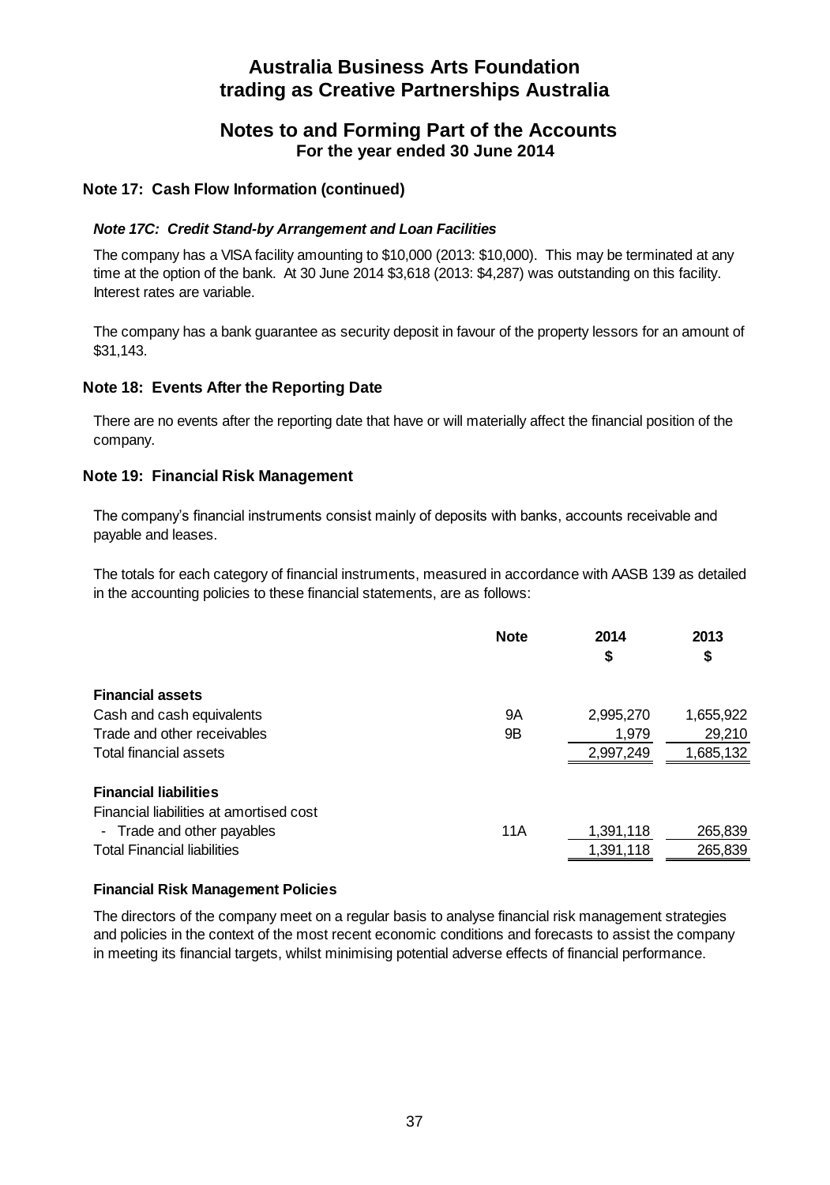# Australia Business Arts Foundation
# trading as Creative Partnerships Australia

## Notes to and Forming Part of the Accounts
**For the year ended 30 June 2014**

### Note 17: Cash Flow Information (continued)

#### *Note 17C: Credit Stand-by Arrangement and Loan Facilities*

The company has a VISA facility amounting to $10,000 (2013: $10,000). This may be terminated at any time at the option of the bank. At 30 June 2014 $3,618 (2013: $4,287) was outstanding on this facility. Interest rates are variable.

The company has a bank guarantee as security deposit in favour of the property lessors for an amount of $31,143.

### Note 18: Events After the Reporting Date

There are no events after the reporting date that have or will materially affect the financial position of the company.

### Note 19: Financial Risk Management

The company's financial instruments consist mainly of deposits with banks, accounts receivable and payable and leases.

The totals for each category of financial instruments, measured in accordance with AASB 139 as detailed in the accounting policies to these financial statements, are as follows:

| | Note | 2014 $ | 2013 $ |
|---|---|---|---|
| **Financial assets** | | | |
| Cash and cash equivalents | 9A | 2,995,270 | 1,655,922 |
| Trade and other receivables | 9B | 1,979 | 29,210 |
| Total financial assets | | 2,997,249 | 1,685,132 |
| **Financial liabilities** | | | |
| Financial liabilities at amortised cost | | | |
| - Trade and other payables | 11A | 1,391,118 | 265,839 |
| Total Financial liabilities | | 1,391,118 | 265,839 |

**Financial Risk Management Policies**

The directors of the company meet on a regular basis to analyse financial risk management strategies and policies in the context of the most recent economic conditions and forecasts to assist the company in meeting its financial targets, whilst minimising potential adverse effects of financial performance.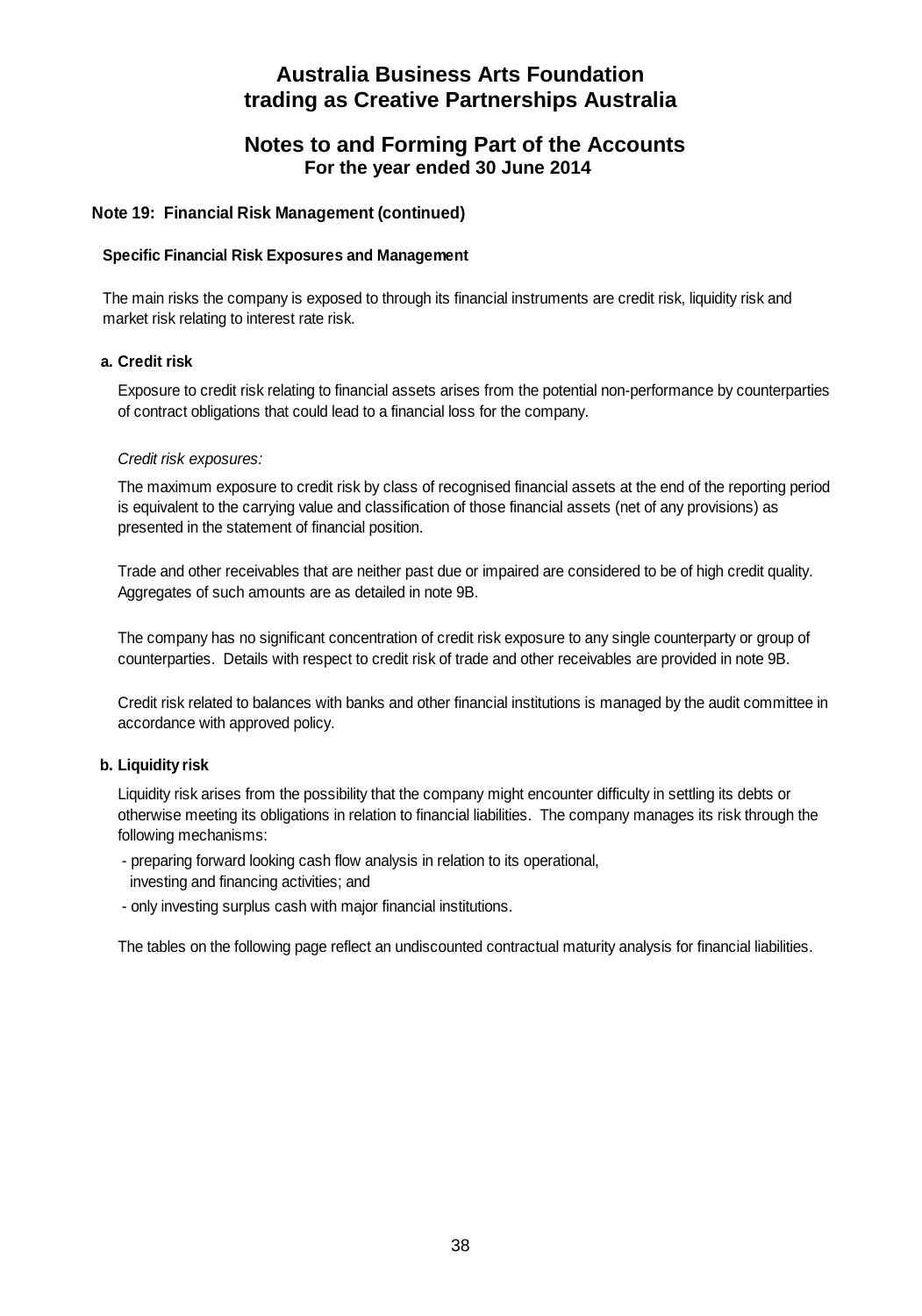# Australia Business Arts Foundation
# trading as Creative Partnerships Australia

## Notes to and Forming Part of the Accounts
### For the year ended 30 June 2014

### Note 19: Financial Risk Management (continued)

**Specific Financial Risk Exposures and Management**

The main risks the company is exposed to through its financial instruments are credit risk, liquidity risk and market risk relating to interest rate risk.

**a. Credit risk**

Exposure to credit risk relating to financial assets arises from the potential non-performance by counterparties of contract obligations that could lead to a financial loss for the company.

*Credit risk exposures:*

The maximum exposure to credit risk by class of recognised financial assets at the end of the reporting period is equivalent to the carrying value and classification of those financial assets (net of any provisions) as presented in the statement of financial position.

Trade and other receivables that are neither past due or impaired are considered to be of high credit quality. Aggregates of such amounts are as detailed in note 9B.

The company has no significant concentration of credit risk exposure to any single counterparty or group of counterparties. Details with respect to credit risk of trade and other receivables are provided in note 9B.

Credit risk related to balances with banks and other financial institutions is managed by the audit committee in accordance with approved policy.

**b. Liquidity risk**

Liquidity risk arises from the possibility that the company might encounter difficulty in settling its debts or otherwise meeting its obligations in relation to financial liabilities. The company manages its risk through the following mechanisms:

- preparing forward looking cash flow analysis in relation to its operational, investing and financing activities; and
- only investing surplus cash with major financial institutions.

The tables on the following page reflect an undiscounted contractual maturity analysis for financial liabilities.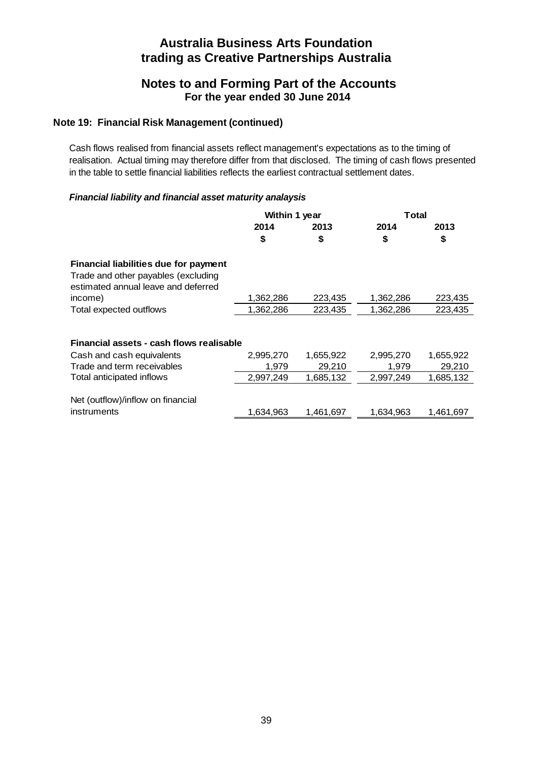# Australia Business Arts Foundation
# trading as Creative Partnerships Australia

## Notes to and Forming Part of the Accounts
### For the year ended 30 June 2014

### Note 19: Financial Risk Management (continued)

Cash flows realised from financial assets reflect management's expectations as to the timing of realisation. Actual timing may therefore differ from that disclosed. The timing of cash flows presented in the table to settle financial liabilities reflects the earliest contractual settlement dates.

***Financial liability and financial asset maturity analaysis***

| | Within 1 year | | Total | |
|---|---|---|---|---|
| | 2014 | 2013 | 2014 | 2013 |
| | $ | $ | $ | $ |
| **Financial liabilities due for payment** | | | | |
| Trade and other payables (excluding estimated annual leave and deferred income) | 1,362,286 | 223,435 | 1,362,286 | 223,435 |
| Total expected outflows | 1,362,286 | 223,435 | 1,362,286 | 223,435 |
| **Financial assets - cash flows realisable** | | | | |
| Cash and cash equivalents | 2,995,270 | 1,655,922 | 2,995,270 | 1,655,922 |
| Trade and term receivables | 1,979 | 29,210 | 1,979 | 29,210 |
| Total anticipated inflows | 2,997,249 | 1,685,132 | 2,997,249 | 1,685,132 |
| Net (outflow)/inflow on financial instruments | 1,634,963 | 1,461,697 | 1,634,963 | 1,461,697 |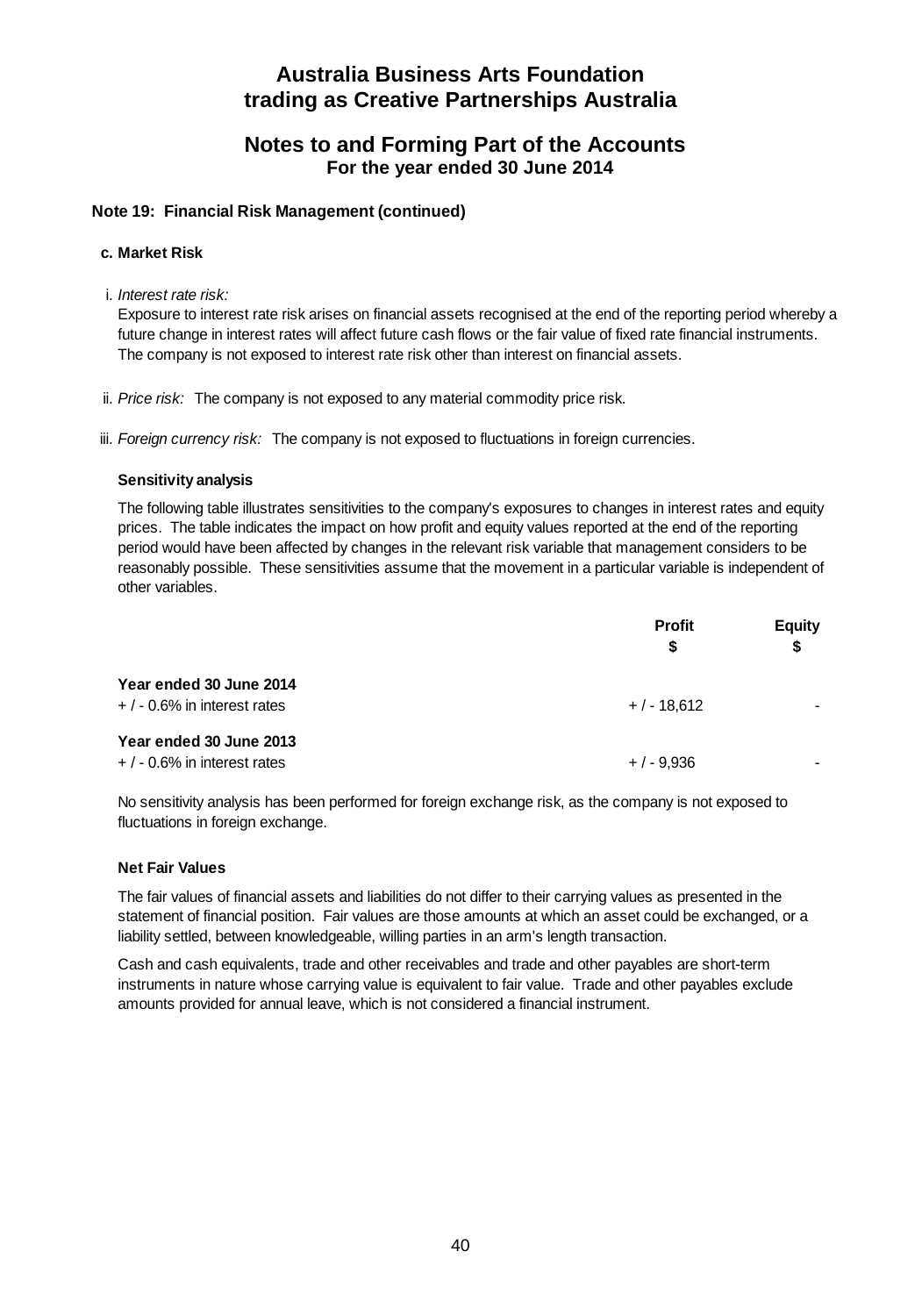# Australia Business Arts Foundation trading as Creative Partnerships Australia

## Notes to and Forming Part of the Accounts
### For the year ended 30 June 2014

### Note 19: Financial Risk Management (continued)

#### c. Market Risk

i. *Interest rate risk:*
Exposure to interest rate risk arises on financial assets recognised at the end of the reporting period whereby a future change in interest rates will affect future cash flows or the fair value of fixed rate financial instruments. The company is not exposed to interest rate risk other than interest on financial assets.

ii. *Price risk:* The company is not exposed to any material commodity price risk.

iii. *Foreign currency risk:* The company is not exposed to fluctuations in foreign currencies.

**Sensitivity analysis**

The following table illustrates sensitivities to the company's exposures to changes in interest rates and equity prices. The table indicates the impact on how profit and equity values reported at the end of the reporting period would have been affected by changes in the relevant risk variable that management considers to be reasonably possible. These sensitivities assume that the movement in a particular variable is independent of other variables.

| | Profit $ | Equity $ |
|---|---|---|
| **Year ended 30 June 2014** | | |
| + / - 0.6% in interest rates | + / - 18,612 | - |
| **Year ended 30 June 2013** | | |
| + / - 0.6% in interest rates | + / - 9,936 | - |

No sensitivity analysis has been performed for foreign exchange risk, as the company is not exposed to fluctuations in foreign exchange.

**Net Fair Values**

The fair values of financial assets and liabilities do not differ to their carrying values as presented in the statement of financial position. Fair values are those amounts at which an asset could be exchanged, or a liability settled, between knowledgeable, willing parties in an arm's length transaction.

Cash and cash equivalents, trade and other receivables and trade and other payables are short-term instruments in nature whose carrying value is equivalent to fair value. Trade and other payables exclude amounts provided for annual leave, which is not considered a financial instrument.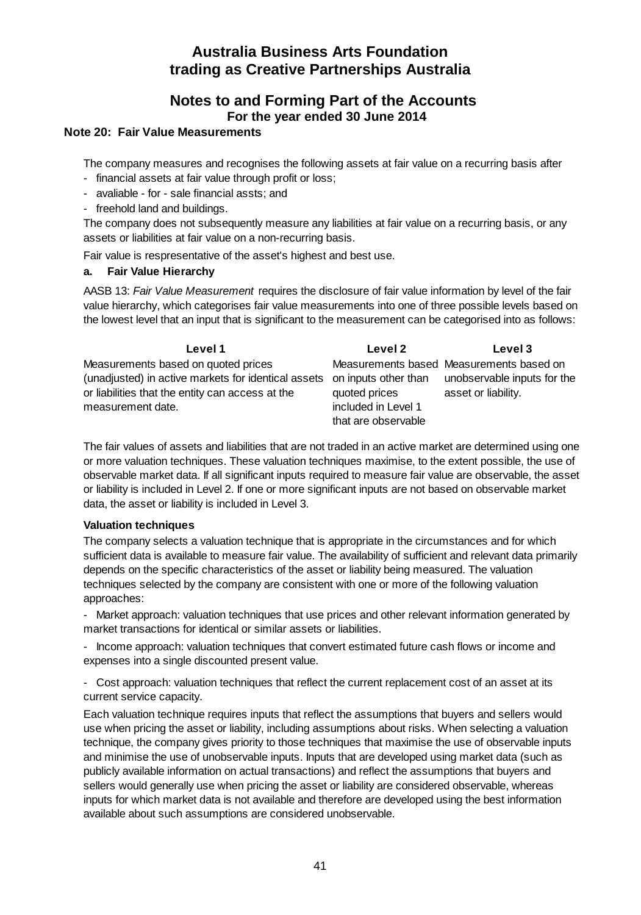# Australia Business Arts Foundation trading as Creative Partnerships Australia

## Notes to and Forming Part of the Accounts

### For the year ended 30 June 2014

**Note 20: Fair Value Measurements**

The company measures and recognises the following assets at fair value on a recurring basis after

- financial assets at fair value through profit or loss;
- avaliable - for - sale financial assts; and
- freehold land and buildings.

The company does not subsequently measure any liabilities at fair value on a recurring basis, or any assets or liabilities at fair value on a non-recurring basis.

Fair value is representative of the asset's highest and best use.

**a. Fair Value Hierarchy**

AASB 13: *Fair Value Measurement* requires the disclosure of fair value information by level of the fair value hierarchy, which categorises fair value measurements into one of three possible levels based on the lowest level that an input that is significant to the measurement can be categorised into as follows:

| Level 1 | Level 2 | Level 3 |
|---|---|---|
| Measurements based on quoted prices (unadjusted) in active markets for identical assets or liabilities that the entity can access at the measurement date. | Measurements based on inputs other than quoted prices included in Level 1 that are observable | Measurements based on unobservable inputs for the asset or liability. |

The fair values of assets and liabilities that are not traded in an active market are determined using one or more valuation techniques. These valuation techniques maximise, to the extent possible, the use of observable market data. If all significant inputs required to measure fair value are observable, the asset or liability is included in Level 2. If one or more significant inputs are not based on observable market data, the asset or liability is included in Level 3.

**Valuation techniques**

The company selects a valuation technique that is appropriate in the circumstances and for which sufficient data is available to measure fair value. The availability of sufficient and relevant data primarily depends on the specific characteristics of the asset or liability being measured. The valuation techniques selected by the company are consistent with one or more of the following valuation approaches:

- Market approach: valuation techniques that use prices and other relevant information generated by market transactions for identical or similar assets or liabilities.

- Income approach: valuation techniques that convert estimated future cash flows or income and expenses into a single discounted present value.

- Cost approach: valuation techniques that reflect the current replacement cost of an asset at its current service capacity.

Each valuation technique requires inputs that reflect the assumptions that buyers and sellers would use when pricing the asset or liability, including assumptions about risks. When selecting a valuation technique, the company gives priority to those techniques that maximise the use of observable inputs and minimise the use of unobservable inputs. Inputs that are developed using market data (such as publicly available information on actual transactions) and reflect the assumptions that buyers and sellers would generally use when pricing the asset or liability are considered observable, whereas inputs for which market data is not available and therefore are developed using the best information available about such assumptions are considered unobservable.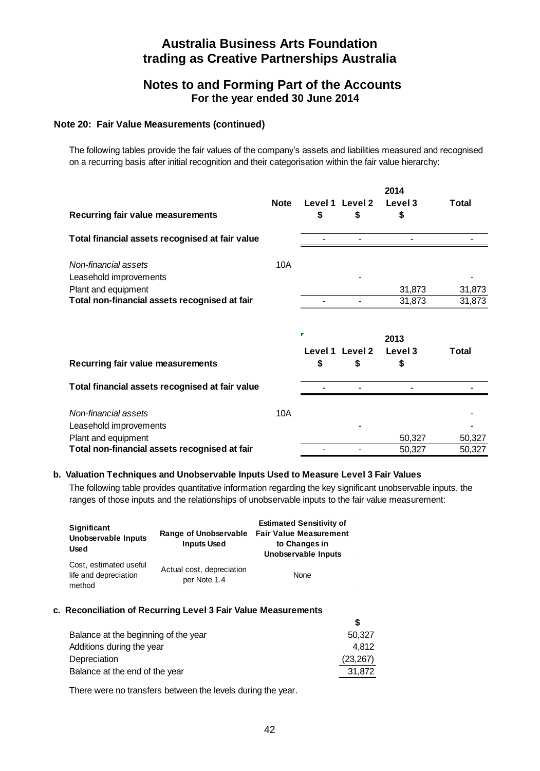## Note 20: Fair Value Measurements (continued)

The following tables provide the fair values of the company's assets and liabilities measured and recognised on a recurring basis after initial recognition and their categorisation within the fair value hierarchy:

| | Note | 2014 | | | |
|---|---|---|---|---|---|
| **Recurring fair value measurements** | | **Level 1 $** | **Level 2 $** | **Level 3 $** | **Total** |
| **Total financial assets recognised at fair value** | | - | - | - | - |
| *Non-financial assets* | 10A | | | | |
| Leasehold improvements | | | - | | - |
| Plant and equipment | | | | 31,873 | 31,873 |
| **Total non-financial assets recognised at fair** | | - | - | 31,873 | 31,873 |

| | | 2013 | | | |
|---|---|---|---|---|---|
| **Recurring fair value measurements** | | **Level 1 $** | **Level 2 $** | **Level 3 $** | **Total** |
| **Total financial assets recognised at fair value** | | - | - | - | - |
| *Non-financial assets* | 10A | | | | - |
| Leasehold improvements | | | - | | - |
| Plant and equipment | | | | 50,327 | 50,327 |
| **Total non-financial assets recognised at fair** | | - | - | 50,327 | 50,327 |

### b. Valuation Techniques and Unobservable Inputs Used to Measure Level 3 Fair Values

The following table provides quantitative information regarding the key significant unobservable inputs, the ranges of those inputs and the relationships of unobservable inputs to the fair value measurement:

| Significant Unobservable Inputs Used | Range of Unobservable Inputs Used | Estimated Sensitivity of Fair Value Measurement to Changes in Unobservable Inputs |
|---|---|---|
| Cost, estimated useful life and depreciation method | Actual cost, depreciation per Note 1.4 | None |

### c. Reconciliation of Recurring Level 3 Fair Value Measurements

| | $ |
|---|---|
| Balance at the beginning of the year | 50,327 |
| Additions during the year | 4,812 |
| Depreciation | (23,267) |
| Balance at the end of the year | 31,872 |

There were no transfers between the levels during the year.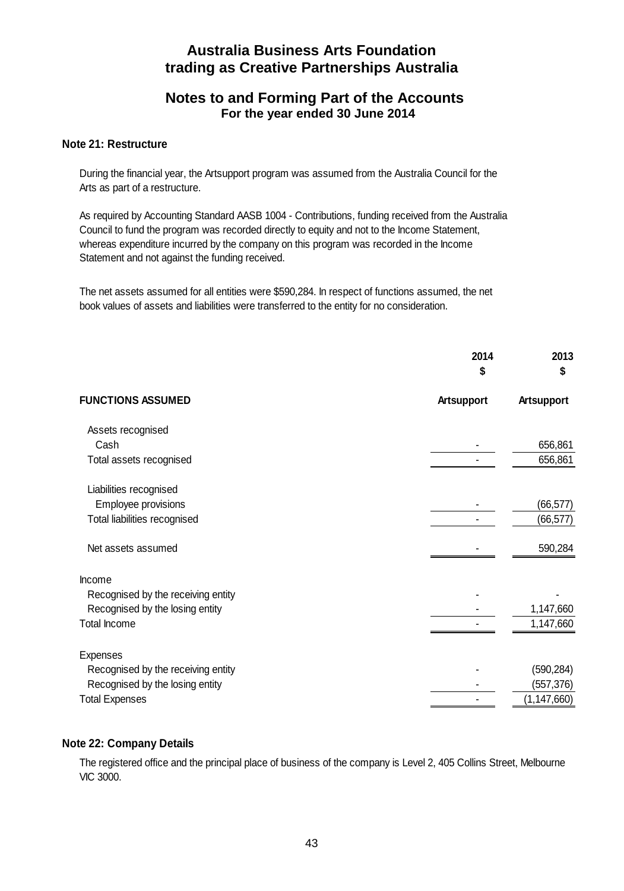# Australia Business Arts Foundation trading as Creative Partnerships Australia

## Notes to and Forming Part of the Accounts
### For the year ended 30 June 2014

**Note 21: Restructure**

During the financial year, the Artsupport program was assumed from the Australia Council for the Arts as part of a restructure.

As required by Accounting Standard AASB 1004 - Contributions, funding received from the Australia Council to fund the program was recorded directly to equity and not to the Income Statement, whereas expenditure incurred by the company on this program was recorded in the Income Statement and not against the funding received.

The net assets assumed for all entities were $590,284. In respect of functions assumed, the net book values of assets and liabilities were transferred to the entity for no consideration.

| | 2014 $ | 2013 $ |
|---|---|---|
| **FUNCTIONS ASSUMED** | **Artsupport** | **Artsupport** |
| Assets recognised | | |
| Cash | - | 656,861 |
| Total assets recognised | - | 656,861 |
| Liabilities recognised | | |
| Employee provisions | - | (66,577) |
| Total liabilities recognised | - | (66,577) |
| Net assets assumed | - | 590,284 |
| Income | | |
| Recognised by the receiving entity | - | - |
| Recognised by the losing entity | - | 1,147,660 |
| Total Income | - | 1,147,660 |
| Expenses | | |
| Recognised by the receiving entity | - | (590,284) |
| Recognised by the losing entity | - | (557,376) |
| Total Expenses | - | (1,147,660) |

**Note 22: Company Details**

The registered office and the principal place of business of the company is Level 2, 405 Collins Street, Melbourne VIC 3000.